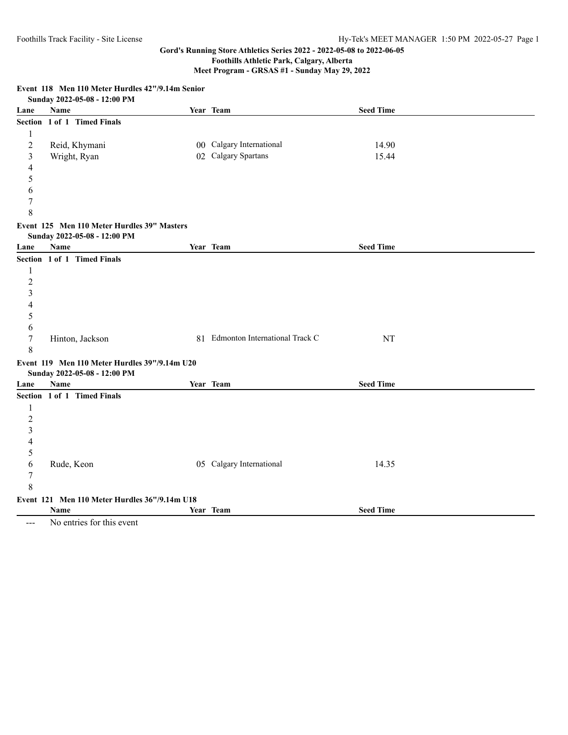**Gord's Running Store Athletics Series 2022 - 2022-05-08 to 2022-06-05**
**Foothills Athletic Park, Calgary, Alberta**
**Meet Program - GRSAS #1 - Sunday May 29, 2022**

### Event 118 Men 110 Meter Hurdles 42"/9.14m Senior

**Sunday 2022-05-08 - 12:00 PM**

| Lane | Name | Year | Team | Seed Time |
|---|---|---|---|---|
| **Section 1 of 1 Timed Finals** | | | | |
| 1 | | | | |
| 2 | Reid, Khymani | 00 | Calgary International | 14.90 |
| 3 | Wright, Ryan | 02 | Calgary Spartans | 15.44 |
| 4 | | | | |
| 5 | | | | |
| 6 | | | | |
| 7 | | | | |
| 8 | | | | |

### Event 125 Men 110 Meter Hurdles 39" Masters

**Sunday 2022-05-08 - 12:00 PM**

| Lane | Name | Year | Team | Seed Time |
|---|---|---|---|---|
| **Section 1 of 1 Timed Finals** | | | | |
| 1 | | | | |
| 2 | | | | |
| 3 | | | | |
| 4 | | | | |
| 5 | | | | |
| 6 | | | | |
| 7 | Hinton, Jackson | 81 | Edmonton International Track C | NT |
| 8 | | | | |

### Event 119 Men 110 Meter Hurdles 39"/9.14m U20

**Sunday 2022-05-08 - 12:00 PM**

| Lane | Name | Year | Team | Seed Time |
|---|---|---|---|---|
| **Section 1 of 1 Timed Finals** | | | | |
| 1 | | | | |
| 2 | | | | |
| 3 | | | | |
| 4 | | | | |
| 5 | | | | |
| 6 | Rude, Keon | 05 | Calgary International | 14.35 |
| 7 | | | | |
| 8 | | | | |

### Event 121 Men 110 Meter Hurdles 36"/9.14m U18

| | Name | Year | Team | Seed Time |
|---|---|---|---|---|
| --- | No entries for this event | | | |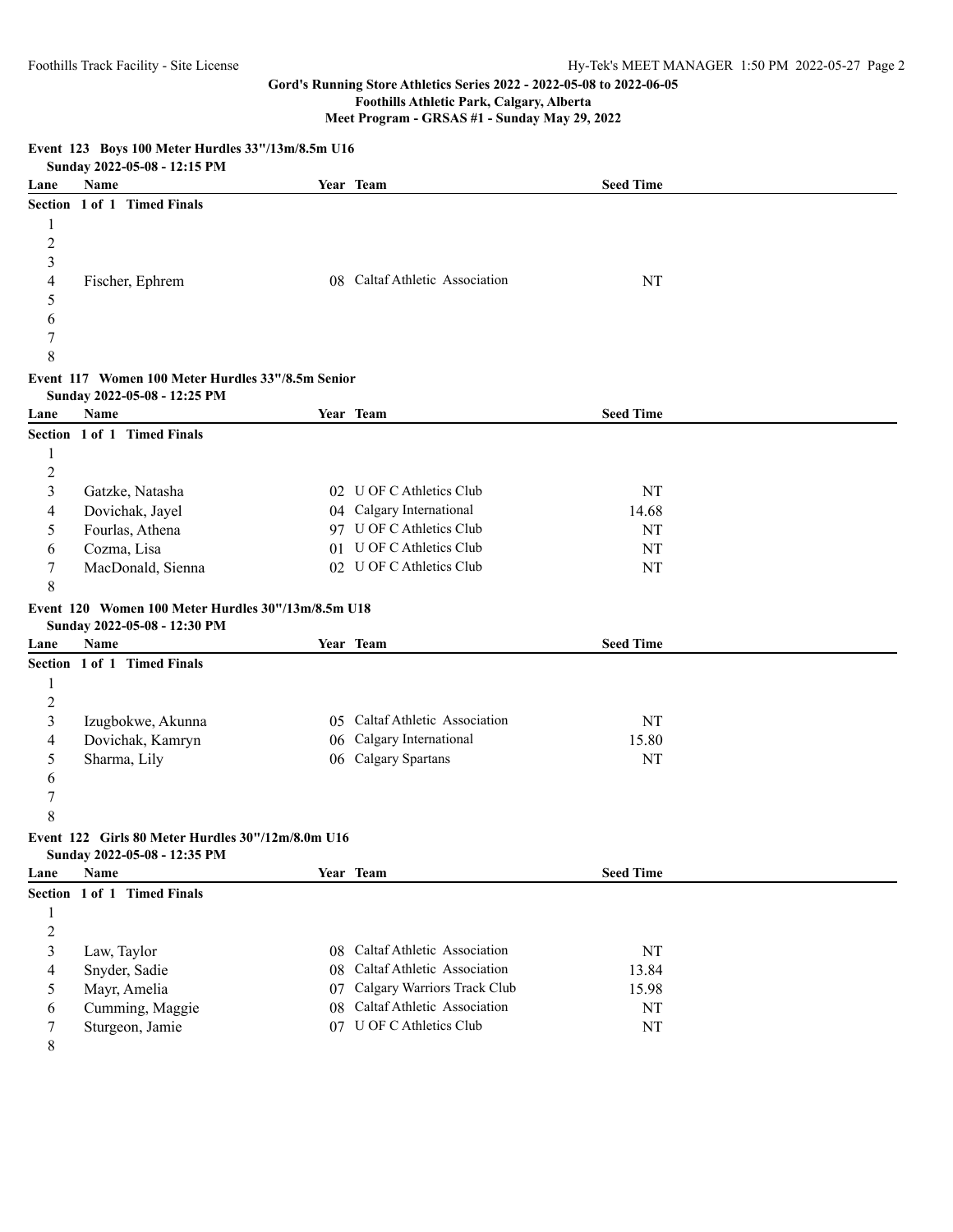# Gord's Running Store Athletics Series 2022 - 2022-05-08 to 2022-06-05
## Foothills Athletic Park, Calgary, Alberta
## Meet Program - GRSAS #1 - Sunday May 29, 2022

### Event 123 Boys 100 Meter Hurdles 33"/13m/8.5m U16
Sunday 2022-05-08 - 12:15 PM

**Section 1 of 1 Timed Finals**

| Lane | Name | Year | Team | Seed Time |
|---|---|---|---|---|
| 1 | | | | |
| 2 | | | | |
| 3 | | | | |
| 4 | Fischer, Ephrem | 08 | Caltaf Athletic Association | NT |
| 5 | | | | |
| 6 | | | | |
| 7 | | | | |
| 8 | | | | |

### Event 117 Women 100 Meter Hurdles 33"/8.5m Senior
Sunday 2022-05-08 - 12:25 PM

**Section 1 of 1 Timed Finals**

| Lane | Name | Year | Team | Seed Time |
|---|---|---|---|---|
| 1 | | | | |
| 2 | | | | |
| 3 | Gatzke, Natasha | 02 | U OF C Athletics Club | NT |
| 4 | Dovichak, Jayel | 04 | Calgary International | 14.68 |
| 5 | Fourlas, Athena | 97 | U OF C Athletics Club | NT |
| 6 | Cozma, Lisa | 01 | U OF C Athletics Club | NT |
| 7 | MacDonald, Sienna | 02 | U OF C Athletics Club | NT |
| 8 | | | | |

### Event 120 Women 100 Meter Hurdles 30"/13m/8.5m U18
Sunday 2022-05-08 - 12:30 PM

**Section 1 of 1 Timed Finals**

| Lane | Name | Year | Team | Seed Time |
|---|---|---|---|---|
| 1 | | | | |
| 2 | | | | |
| 3 | Izugbokwe, Akunna | 05 | Caltaf Athletic Association | NT |
| 4 | Dovichak, Kamryn | 06 | Calgary International | 15.80 |
| 5 | Sharma, Lily | 06 | Calgary Spartans | NT |
| 6 | | | | |
| 7 | | | | |
| 8 | | | | |

### Event 122 Girls 80 Meter Hurdles 30"/12m/8.0m U16
Sunday 2022-05-08 - 12:35 PM

**Section 1 of 1 Timed Finals**

| Lane | Name | Year | Team | Seed Time |
|---|---|---|---|---|
| 1 | | | | |
| 2 | | | | |
| 3 | Law, Taylor | 08 | Caltaf Athletic Association | NT |
| 4 | Snyder, Sadie | 08 | Caltaf Athletic Association | 13.84 |
| 5 | Mayr, Amelia | 07 | Calgary Warriors Track Club | 15.98 |
| 6 | Cumming, Maggie | 08 | Caltaf Athletic Association | NT |
| 7 | Sturgeon, Jamie | 07 | U OF C Athletics Club | NT |
| 8 | | | | |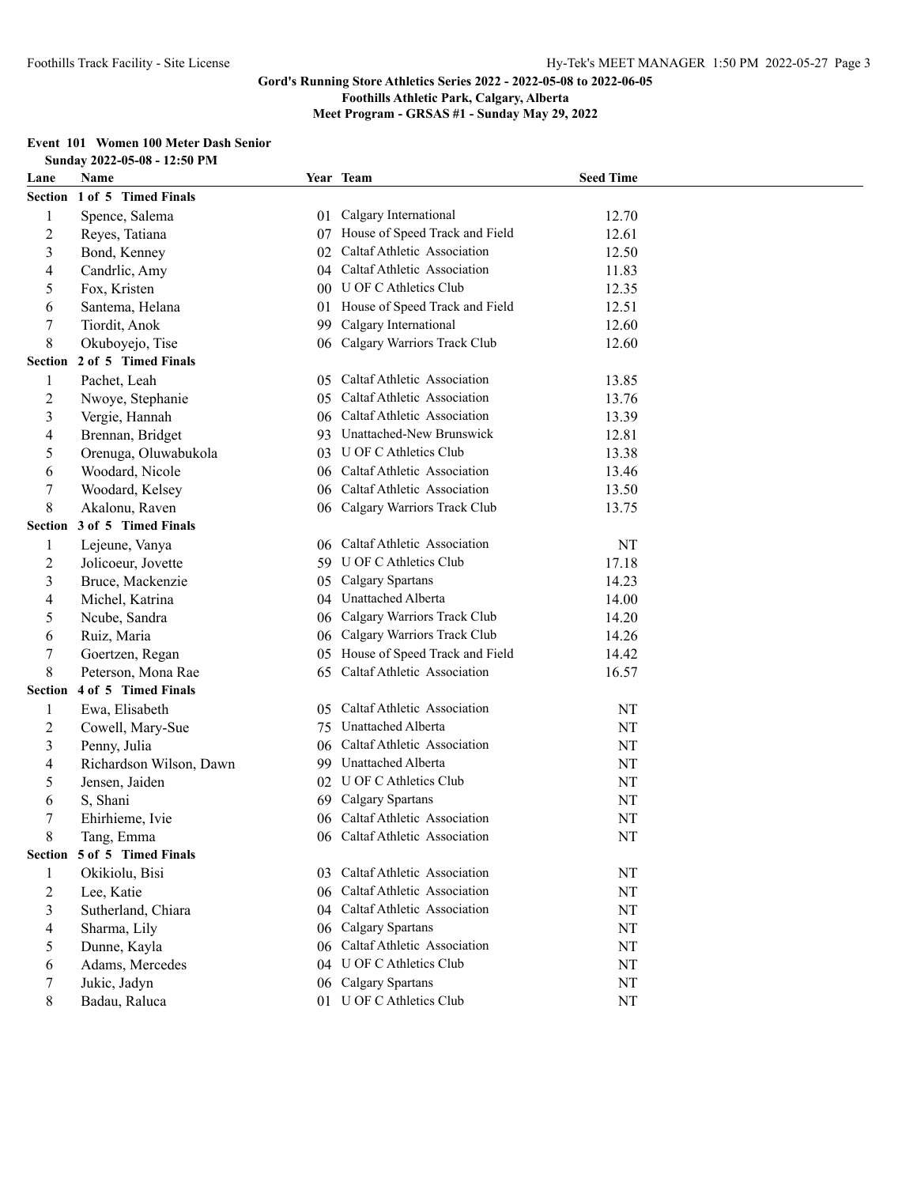**Gord's Running Store Athletics Series 2022 - 2022-05-08 to 2022-06-05**
**Foothills Athletic Park, Calgary, Alberta**
**Meet Program - GRSAS #1 - Sunday May 29, 2022**

### Event 101 Women 100 Meter Dash Senior

**Sunday 2022-05-08 - 12:50 PM**

| Lane | Name | Year | Team | Seed Time |
|---|---|---|---|---|
| **Section 1 of 5 Timed Finals** | | | | |
| 1 | Spence, Salema | 01 | Calgary International | 12.70 |
| 2 | Reyes, Tatiana | 07 | House of Speed Track and Field | 12.61 |
| 3 | Bond, Kenney | 02 | Caltaf Athletic Association | 12.50 |
| 4 | Candrlic, Amy | 04 | Caltaf Athletic Association | 11.83 |
| 5 | Fox, Kristen | 00 | U OF C Athletics Club | 12.35 |
| 6 | Santema, Helana | 01 | House of Speed Track and Field | 12.51 |
| 7 | Tiordit, Anok | 99 | Calgary International | 12.60 |
| 8 | Okuboyejo, Tise | 06 | Calgary Warriors Track Club | 12.60 |
| **Section 2 of 5 Timed Finals** | | | | |
| 1 | Pachet, Leah | 05 | Caltaf Athletic Association | 13.85 |
| 2 | Nwoye, Stephanie | 05 | Caltaf Athletic Association | 13.76 |
| 3 | Vergie, Hannah | 06 | Caltaf Athletic Association | 13.39 |
| 4 | Brennan, Bridget | 93 | Unattached-New Brunswick | 12.81 |
| 5 | Orenuga, Oluwabukola | 03 | U OF C Athletics Club | 13.38 |
| 6 | Woodard, Nicole | 06 | Caltaf Athletic Association | 13.46 |
| 7 | Woodard, Kelsey | 06 | Caltaf Athletic Association | 13.50 |
| 8 | Akalonu, Raven | 06 | Calgary Warriors Track Club | 13.75 |
| **Section 3 of 5 Timed Finals** | | | | |
| 1 | Lejeune, Vanya | 06 | Caltaf Athletic Association | NT |
| 2 | Jolicoeur, Jovette | 59 | U OF C Athletics Club | 17.18 |
| 3 | Bruce, Mackenzie | 05 | Calgary Spartans | 14.23 |
| 4 | Michel, Katrina | 04 | Unattached Alberta | 14.00 |
| 5 | Ncube, Sandra | 06 | Calgary Warriors Track Club | 14.20 |
| 6 | Ruiz, Maria | 06 | Calgary Warriors Track Club | 14.26 |
| 7 | Goertzen, Regan | 05 | House of Speed Track and Field | 14.42 |
| 8 | Peterson, Mona Rae | 65 | Caltaf Athletic Association | 16.57 |
| **Section 4 of 5 Timed Finals** | | | | |
| 1 | Ewa, Elisabeth | 05 | Caltaf Athletic Association | NT |
| 2 | Cowell, Mary-Sue | 75 | Unattached Alberta | NT |
| 3 | Penny, Julia | 06 | Caltaf Athletic Association | NT |
| 4 | Richardson Wilson, Dawn | 99 | Unattached Alberta | NT |
| 5 | Jensen, Jaiden | 02 | U OF C Athletics Club | NT |
| 6 | S, Shani | 69 | Calgary Spartans | NT |
| 7 | Ehirhieme, Ivie | 06 | Caltaf Athletic Association | NT |
| 8 | Tang, Emma | 06 | Caltaf Athletic Association | NT |
| **Section 5 of 5 Timed Finals** | | | | |
| 1 | Okikiolu, Bisi | 03 | Caltaf Athletic Association | NT |
| 2 | Lee, Katie | 06 | Caltaf Athletic Association | NT |
| 3 | Sutherland, Chiara | 04 | Caltaf Athletic Association | NT |
| 4 | Sharma, Lily | 06 | Calgary Spartans | NT |
| 5 | Dunne, Kayla | 06 | Caltaf Athletic Association | NT |
| 6 | Adams, Mercedes | 04 | U OF C Athletics Club | NT |
| 7 | Jukic, Jadyn | 06 | Calgary Spartans | NT |
| 8 | Badau, Raluca | 01 | U OF C Athletics Club | NT |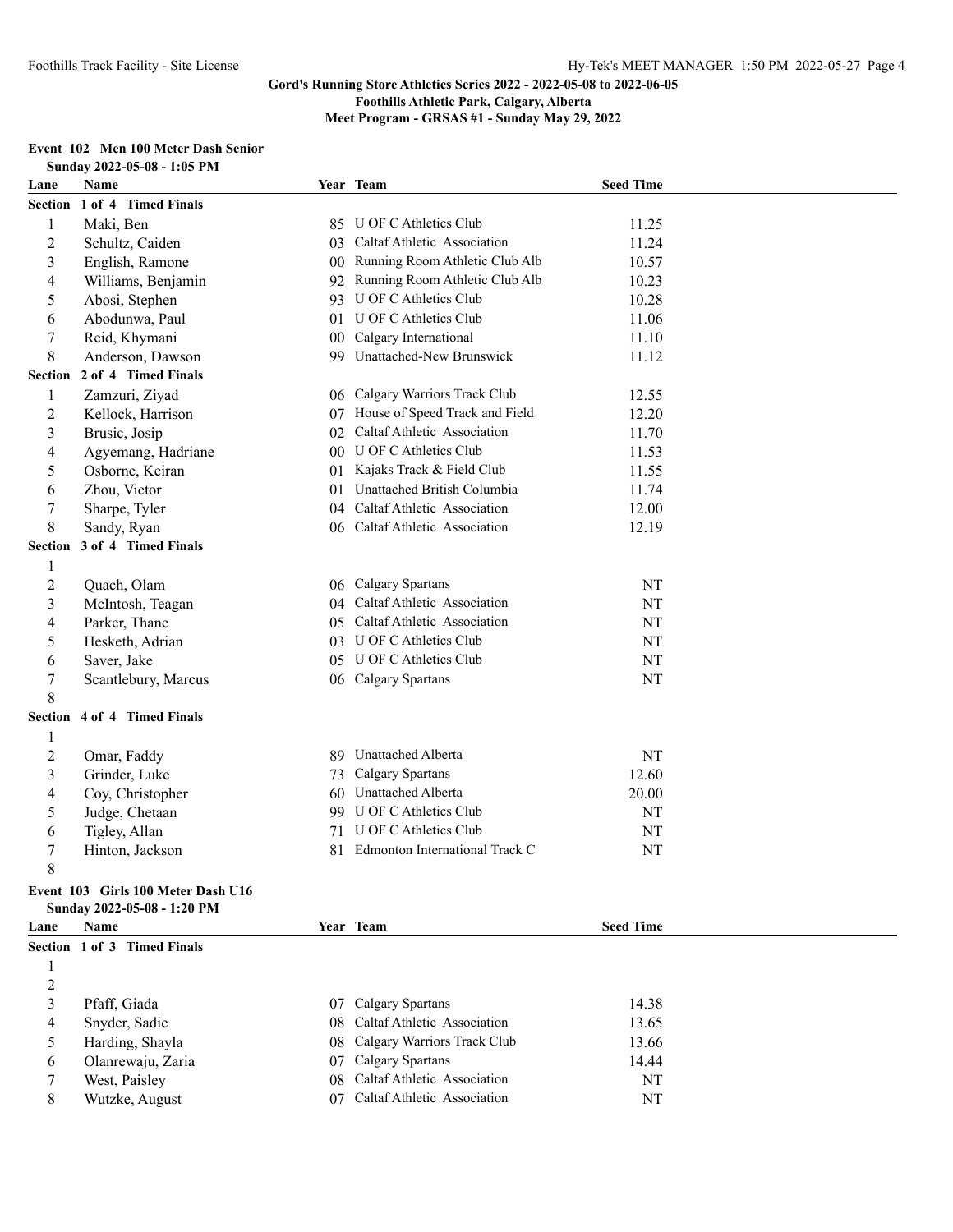**Gord's Running Store Athletics Series 2022 - 2022-05-08 to 2022-06-05**
**Foothills Athletic Park, Calgary, Alberta**
**Meet Program - GRSAS #1 - Sunday May 29, 2022**

### Event 102 Men 100 Meter Dash Senior

**Sunday 2022-05-08 - 1:05 PM**

| Lane | Name | Year | Team | Seed Time |
|---|---|---|---|---|
| **Section 1 of 4 Timed Finals** | | | | |
| 1 | Maki, Ben | 85 | U OF C Athletics Club | 11.25 |
| 2 | Schultz, Caiden | 03 | Caltaf Athletic Association | 11.24 |
| 3 | English, Ramone | 00 | Running Room Athletic Club Alb | 10.57 |
| 4 | Williams, Benjamin | 92 | Running Room Athletic Club Alb | 10.23 |
| 5 | Abosi, Stephen | 93 | U OF C Athletics Club | 10.28 |
| 6 | Abodunwa, Paul | 01 | U OF C Athletics Club | 11.06 |
| 7 | Reid, Khymani | 00 | Calgary International | 11.10 |
| 8 | Anderson, Dawson | 99 | Unattached-New Brunswick | 11.12 |
| **Section 2 of 4 Timed Finals** | | | | |
| 1 | Zamzuri, Ziyad | 06 | Calgary Warriors Track Club | 12.55 |
| 2 | Kellock, Harrison | 07 | House of Speed Track and Field | 12.20 |
| 3 | Brusic, Josip | 02 | Caltaf Athletic Association | 11.70 |
| 4 | Agyemang, Hadriane | 00 | U OF C Athletics Club | 11.53 |
| 5 | Osborne, Keiran | 01 | Kajaks Track & Field Club | 11.55 |
| 6 | Zhou, Victor | 01 | Unattached British Columbia | 11.74 |
| 7 | Sharpe, Tyler | 04 | Caltaf Athletic Association | 12.00 |
| 8 | Sandy, Ryan | 06 | Caltaf Athletic Association | 12.19 |
| **Section 3 of 4 Timed Finals** | | | | |
| 1 | | | | |
| 2 | Quach, Olam | 06 | Calgary Spartans | NT |
| 3 | McIntosh, Teagan | 04 | Caltaf Athletic Association | NT |
| 4 | Parker, Thane | 05 | Caltaf Athletic Association | NT |
| 5 | Hesketh, Adrian | 03 | U OF C Athletics Club | NT |
| 6 | Saver, Jake | 05 | U OF C Athletics Club | NT |
| 7 | Scantlebury, Marcus | 06 | Calgary Spartans | NT |
| 8 | | | | |
| **Section 4 of 4 Timed Finals** | | | | |
| 1 | | | | |
| 2 | Omar, Faddy | 89 | Unattached Alberta | NT |
| 3 | Grinder, Luke | 73 | Calgary Spartans | 12.60 |
| 4 | Coy, Christopher | 60 | Unattached Alberta | 20.00 |
| 5 | Judge, Chetaan | 99 | U OF C Athletics Club | NT |
| 6 | Tigley, Allan | 71 | U OF C Athletics Club | NT |
| 7 | Hinton, Jackson | 81 | Edmonton International Track C | NT |
| 8 | | | | |

### Event 103 Girls 100 Meter Dash U16

**Sunday 2022-05-08 - 1:20 PM**

| Lane | Name | Year | Team | Seed Time |
|---|---|---|---|---|
| **Section 1 of 3 Timed Finals** | | | | |
| 1 | | | | |
| 2 | | | | |
| 3 | Pfaff, Giada | 07 | Calgary Spartans | 14.38 |
| 4 | Snyder, Sadie | 08 | Caltaf Athletic Association | 13.65 |
| 5 | Harding, Shayla | 08 | Calgary Warriors Track Club | 13.66 |
| 6 | Olanrewaju, Zaria | 07 | Calgary Spartans | 14.44 |
| 7 | West, Paisley | 08 | Caltaf Athletic Association | NT |
| 8 | Wutzke, August | 07 | Caltaf Athletic Association | NT |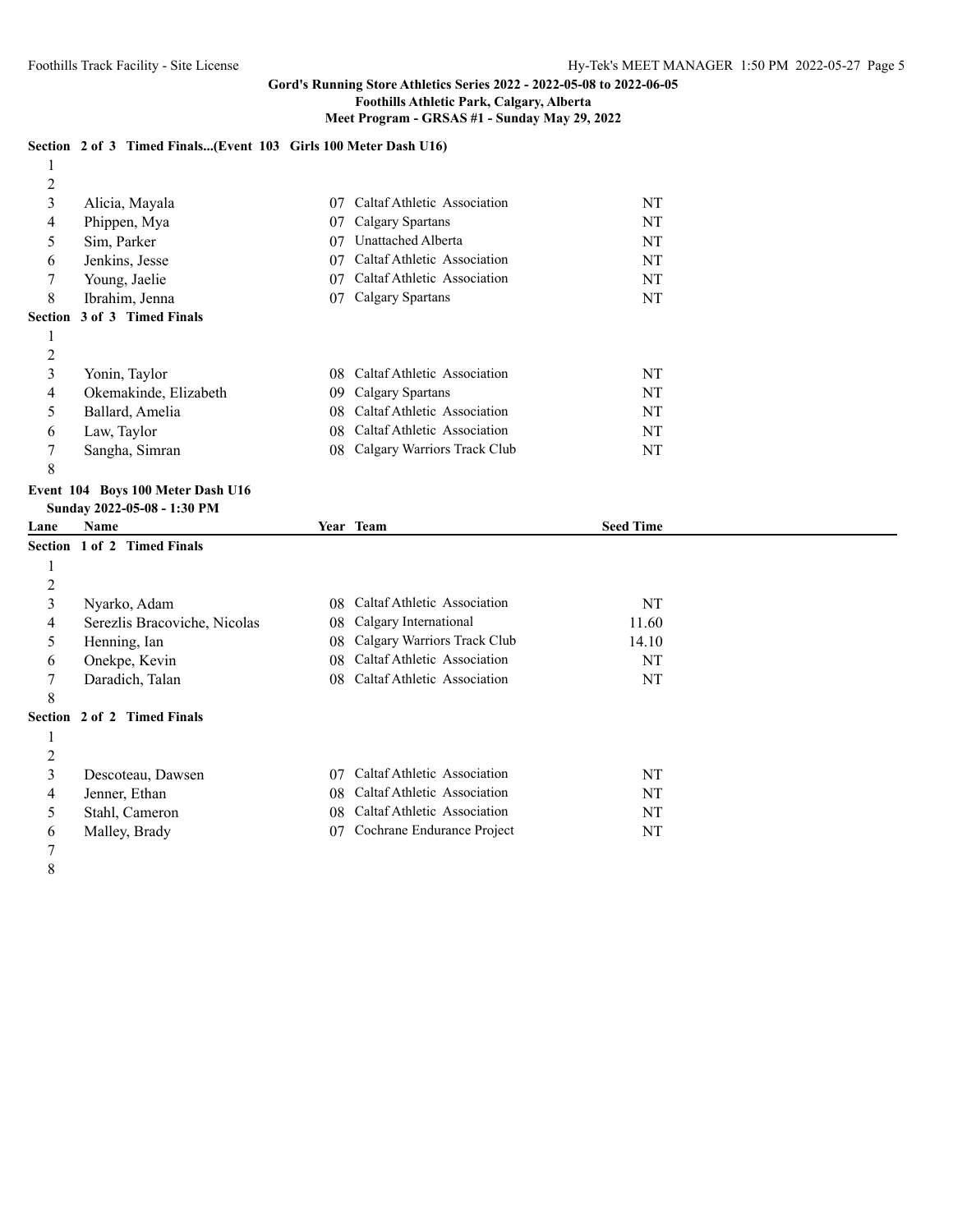Gord's Running Store Athletics Series 2022 - 2022-05-08 to 2022-06-05
Foothills Athletic Park, Calgary, Alberta
Meet Program - GRSAS #1 - Sunday May 29, 2022

**Section 2 of 3 Timed Finals...(Event 103 Girls 100 Meter Dash U16)**

| Lane | Name | Year | Team | Seed Time |
|---|---|---|---|---|
| 1 | | | | |
| 2 | | | | |
| 3 | Alicia, Mayala | 07 | Caltaf Athletic Association | NT |
| 4 | Phippen, Mya | 07 | Calgary Spartans | NT |
| 5 | Sim, Parker | 07 | Unattached Alberta | NT |
| 6 | Jenkins, Jesse | 07 | Caltaf Athletic Association | NT |
| 7 | Young, Jaelie | 07 | Caltaf Athletic Association | NT |
| 8 | Ibrahim, Jenna | 07 | Calgary Spartans | NT |

**Section 3 of 3 Timed Finals**

| Lane | Name | Year | Team | Seed Time |
|---|---|---|---|---|
| 1 | | | | |
| 2 | | | | |
| 3 | Yonin, Taylor | 08 | Caltaf Athletic Association | NT |
| 4 | Okemakinde, Elizabeth | 09 | Calgary Spartans | NT |
| 5 | Ballard, Amelia | 08 | Caltaf Athletic Association | NT |
| 6 | Law, Taylor | 08 | Caltaf Athletic Association | NT |
| 7 | Sangha, Simran | 08 | Calgary Warriors Track Club | NT |
| 8 | | | | |

**Event 104 Boys 100 Meter Dash U16**
**Sunday 2022-05-08 - 1:30 PM**

**Section 1 of 2 Timed Finals**

| Lane | Name | Year | Team | Seed Time |
|---|---|---|---|---|
| 1 | | | | |
| 2 | | | | |
| 3 | Nyarko, Adam | 08 | Caltaf Athletic Association | NT |
| 4 | Serezlis Bracoviche, Nicolas | 08 | Calgary International | 11.60 |
| 5 | Henning, Ian | 08 | Calgary Warriors Track Club | 14.10 |
| 6 | Onekpe, Kevin | 08 | Caltaf Athletic Association | NT |
| 7 | Daradich, Talan | 08 | Caltaf Athletic Association | NT |
| 8 | | | | |

**Section 2 of 2 Timed Finals**

| Lane | Name | Year | Team | Seed Time |
|---|---|---|---|---|
| 1 | | | | |
| 2 | | | | |
| 3 | Descoteau, Dawsen | 07 | Caltaf Athletic Association | NT |
| 4 | Jenner, Ethan | 08 | Caltaf Athletic Association | NT |
| 5 | Stahl, Cameron | 08 | Caltaf Athletic Association | NT |
| 6 | Malley, Brady | 07 | Cochrane Endurance Project | NT |
| 7 | | | | |
| 8 | | | | |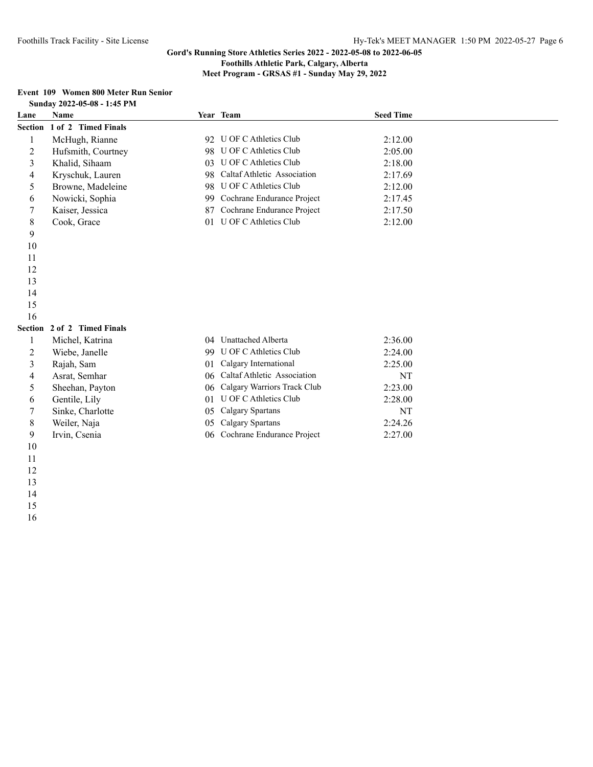**Gord's Running Store Athletics Series 2022 - 2022-05-08 to 2022-06-05**
**Foothills Athletic Park, Calgary, Alberta**
**Meet Program - GRSAS #1 - Sunday May 29, 2022**

### Event 109 Women 800 Meter Run Senior

**Sunday 2022-05-08 - 1:45 PM**

| Lane | Name | Year | Team | Seed Time |
|---|---|---|---|---|
| **Section 1 of 2 Timed Finals** | | | | |
| 1 | McHugh, Rianne | 92 | U OF C Athletics Club | 2:12.00 |
| 2 | Hufsmith, Courtney | 98 | U OF C Athletics Club | 2:05.00 |
| 3 | Khalid, Sihaam | 03 | U OF C Athletics Club | 2:18.00 |
| 4 | Kryschuk, Lauren | 98 | Caltaf Athletic Association | 2:17.69 |
| 5 | Browne, Madeleine | 98 | U OF C Athletics Club | 2:12.00 |
| 6 | Nowicki, Sophia | 99 | Cochrane Endurance Project | 2:17.45 |
| 7 | Kaiser, Jessica | 87 | Cochrane Endurance Project | 2:17.50 |
| 8 | Cook, Grace | 01 | U OF C Athletics Club | 2:12.00 |
| 9 | | | | |
| 10 | | | | |
| 11 | | | | |
| 12 | | | | |
| 13 | | | | |
| 14 | | | | |
| 15 | | | | |
| 16 | | | | |
| **Section 2 of 2 Timed Finals** | | | | |
| 1 | Michel, Katrina | 04 | Unattached Alberta | 2:36.00 |
| 2 | Wiebe, Janelle | 99 | U OF C Athletics Club | 2:24.00 |
| 3 | Rajah, Sam | 01 | Calgary International | 2:25.00 |
| 4 | Asrat, Semhar | 06 | Caltaf Athletic Association | NT |
| 5 | Sheehan, Payton | 06 | Calgary Warriors Track Club | 2:23.00 |
| 6 | Gentile, Lily | 01 | U OF C Athletics Club | 2:28.00 |
| 7 | Sinke, Charlotte | 05 | Calgary Spartans | NT |
| 8 | Weiler, Naja | 05 | Calgary Spartans | 2:24.26 |
| 9 | Irvin, Csenia | 06 | Cochrane Endurance Project | 2:27.00 |
| 10 | | | | |
| 11 | | | | |
| 12 | | | | |
| 13 | | | | |
| 14 | | | | |
| 15 | | | | |
| 16 | | | | |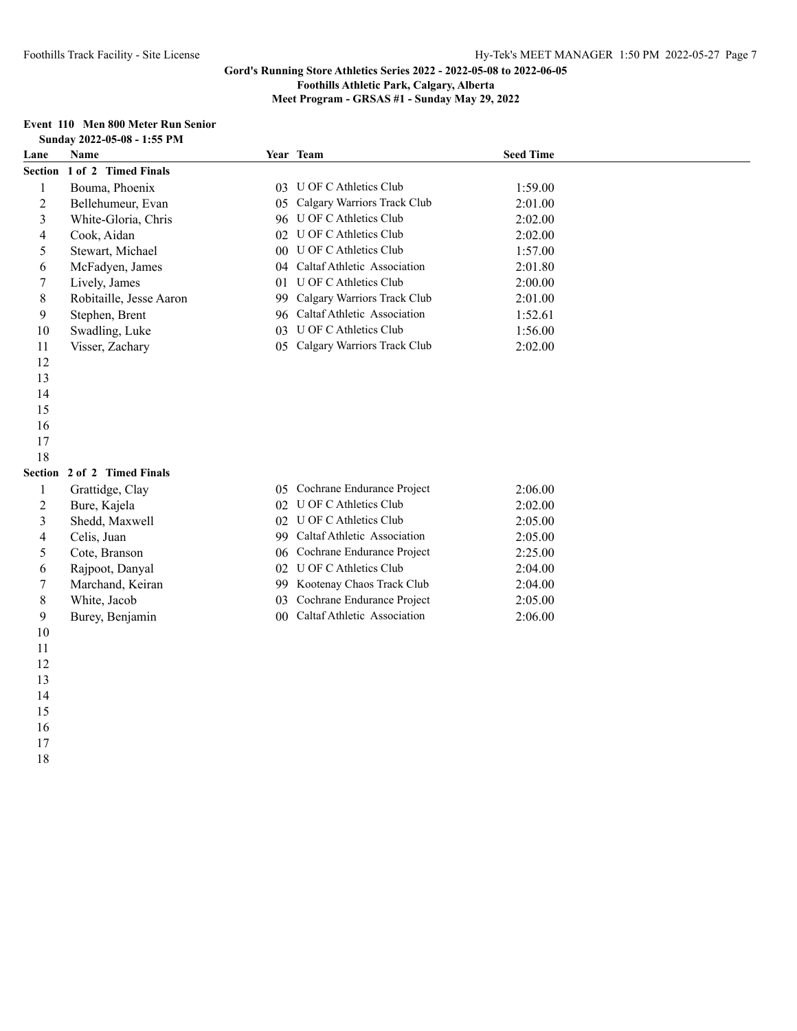**Gord's Running Store Athletics Series 2022 - 2022-05-08 to 2022-06-05**
**Foothills Athletic Park, Calgary, Alberta**
**Meet Program - GRSAS #1 - Sunday May 29, 2022**

### Event 110 Men 800 Meter Run Senior

**Sunday 2022-05-08 - 1:55 PM**

| Lane | Name | Year | Team | Seed Time |
|---|---|---|---|---|
| **Section 1 of 2 Timed Finals** | | | | |
| 1 | Bouma, Phoenix | 03 | U OF C Athletics Club | 1:59.00 |
| 2 | Bellehumeur, Evan | 05 | Calgary Warriors Track Club | 2:01.00 |
| 3 | White-Gloria, Chris | 96 | U OF C Athletics Club | 2:02.00 |
| 4 | Cook, Aidan | 02 | U OF C Athletics Club | 2:02.00 |
| 5 | Stewart, Michael | 00 | U OF C Athletics Club | 1:57.00 |
| 6 | McFadyen, James | 04 | Caltaf Athletic Association | 2:01.80 |
| 7 | Lively, James | 01 | U OF C Athletics Club | 2:00.00 |
| 8 | Robitaille, Jesse Aaron | 99 | Calgary Warriors Track Club | 2:01.00 |
| 9 | Stephen, Brent | 96 | Caltaf Athletic Association | 1:52.61 |
| 10 | Swadling, Luke | 03 | U OF C Athletics Club | 1:56.00 |
| 11 | Visser, Zachary | 05 | Calgary Warriors Track Club | 2:02.00 |
| 12 | | | | |
| 13 | | | | |
| 14 | | | | |
| 15 | | | | |
| 16 | | | | |
| 17 | | | | |
| 18 | | | | |
| **Section 2 of 2 Timed Finals** | | | | |
| 1 | Grattidge, Clay | 05 | Cochrane Endurance Project | 2:06.00 |
| 2 | Bure, Kajela | 02 | U OF C Athletics Club | 2:02.00 |
| 3 | Shedd, Maxwell | 02 | U OF C Athletics Club | 2:05.00 |
| 4 | Celis, Juan | 99 | Caltaf Athletic Association | 2:05.00 |
| 5 | Cote, Branson | 06 | Cochrane Endurance Project | 2:25.00 |
| 6 | Rajpoot, Danyal | 02 | U OF C Athletics Club | 2:04.00 |
| 7 | Marchand, Keiran | 99 | Kootenay Chaos Track Club | 2:04.00 |
| 8 | White, Jacob | 03 | Cochrane Endurance Project | 2:05.00 |
| 9 | Burey, Benjamin | 00 | Caltaf Athletic Association | 2:06.00 |
| 10 | | | | |
| 11 | | | | |
| 12 | | | | |
| 13 | | | | |
| 14 | | | | |
| 15 | | | | |
| 16 | | | | |
| 17 | | | | |
| 18 | | | | |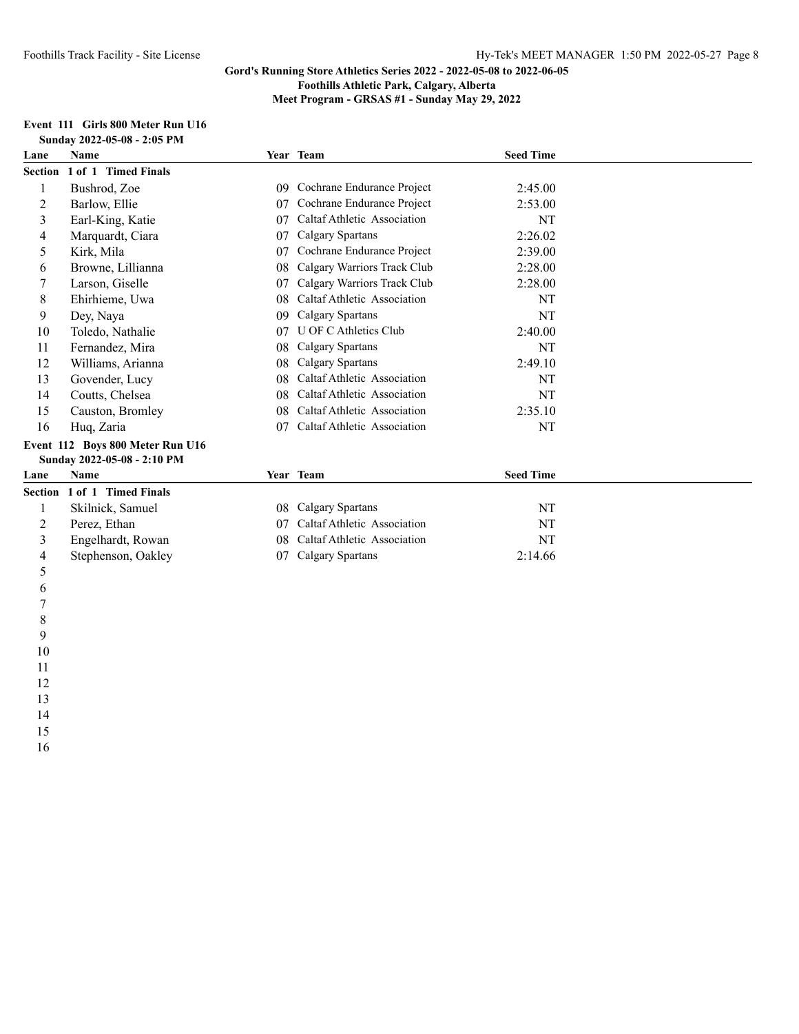**Gord's Running Store Athletics Series 2022 - 2022-05-08 to 2022-06-05**
**Foothills Athletic Park, Calgary, Alberta**
**Meet Program - GRSAS #1 - Sunday May 29, 2022**

### Event 111 Girls 800 Meter Run U16

**Sunday 2022-05-08 - 2:05 PM**

| Lane | Name | Year | Team | Seed Time |
|---|---|---|---|---|
| **Section 1 of 1 Timed Finals** | | | | |
| 1 | Bushrod, Zoe | 09 | Cochrane Endurance Project | 2:45.00 |
| 2 | Barlow, Ellie | 07 | Cochrane Endurance Project | 2:53.00 |
| 3 | Earl-King, Katie | 07 | Caltaf Athletic Association | NT |
| 4 | Marquardt, Ciara | 07 | Calgary Spartans | 2:26.02 |
| 5 | Kirk, Mila | 07 | Cochrane Endurance Project | 2:39.00 |
| 6 | Browne, Lillianna | 08 | Calgary Warriors Track Club | 2:28.00 |
| 7 | Larson, Giselle | 07 | Calgary Warriors Track Club | 2:28.00 |
| 8 | Ehirhieme, Uwa | 08 | Caltaf Athletic Association | NT |
| 9 | Dey, Naya | 09 | Calgary Spartans | NT |
| 10 | Toledo, Nathalie | 07 | U OF C Athletics Club | 2:40.00 |
| 11 | Fernandez, Mira | 08 | Calgary Spartans | NT |
| 12 | Williams, Arianna | 08 | Calgary Spartans | 2:49.10 |
| 13 | Govender, Lucy | 08 | Caltaf Athletic Association | NT |
| 14 | Coutts, Chelsea | 08 | Caltaf Athletic Association | NT |
| 15 | Causton, Bromley | 08 | Caltaf Athletic Association | 2:35.10 |
| 16 | Huq, Zaria | 07 | Caltaf Athletic Association | NT |

### Event 112 Boys 800 Meter Run U16

**Sunday 2022-05-08 - 2:10 PM**

| Lane | Name | Year | Team | Seed Time |
|---|---|---|---|---|
| **Section 1 of 1 Timed Finals** | | | | |
| 1 | Skilnick, Samuel | 08 | Calgary Spartans | NT |
| 2 | Perez, Ethan | 07 | Caltaf Athletic Association | NT |
| 3 | Engelhardt, Rowan | 08 | Caltaf Athletic Association | NT |
| 4 | Stephenson, Oakley | 07 | Calgary Spartans | 2:14.66 |
| 5 | | | | |
| 6 | | | | |
| 7 | | | | |
| 8 | | | | |
| 9 | | | | |
| 10 | | | | |
| 11 | | | | |
| 12 | | | | |
| 13 | | | | |
| 14 | | | | |
| 15 | | | | |
| 16 | | | | |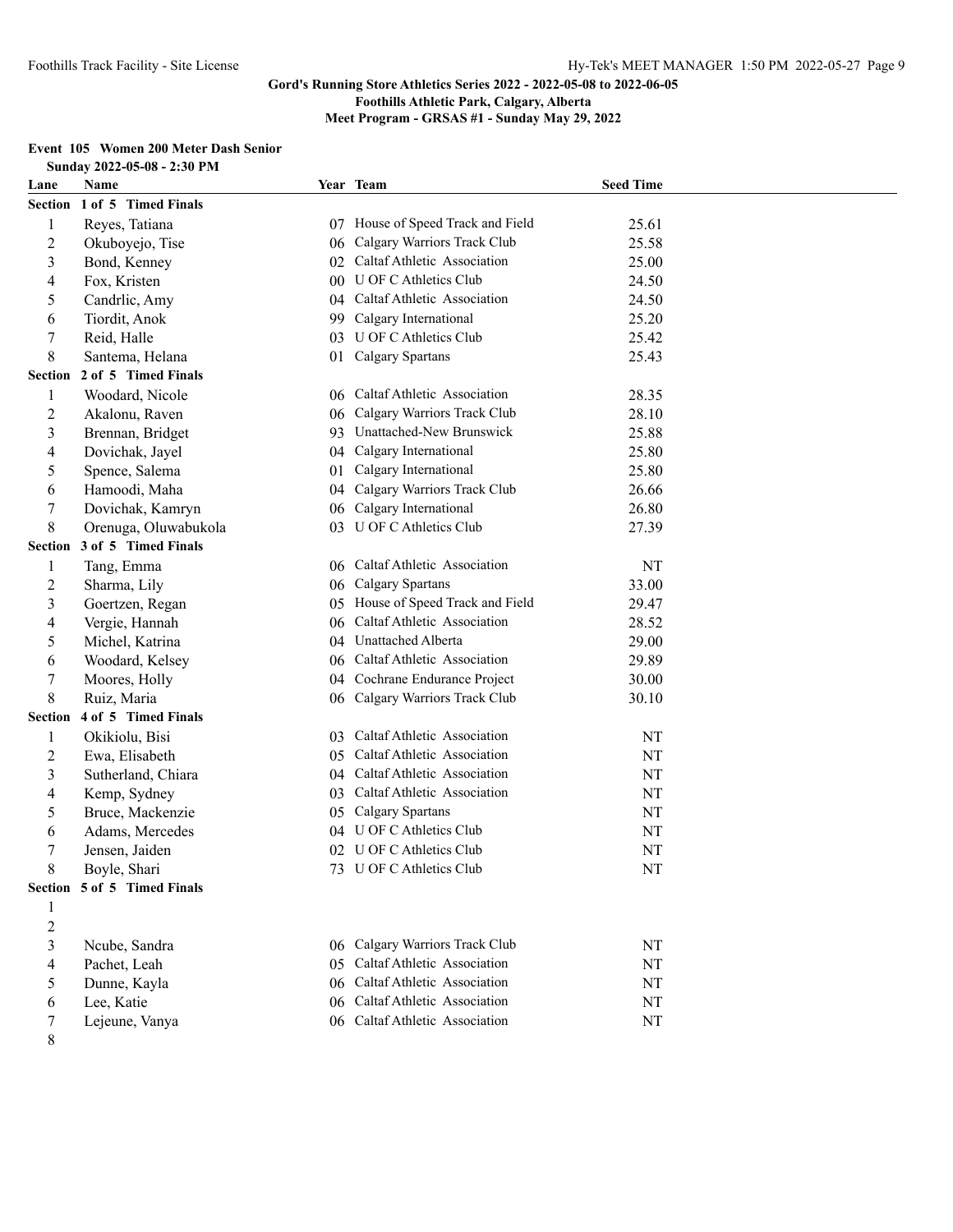**Gord's Running Store Athletics Series 2022 - 2022-05-08 to 2022-06-05**
**Foothills Athletic Park, Calgary, Alberta**
**Meet Program - GRSAS #1 - Sunday May 29, 2022**

### Event 105 Women 200 Meter Dash Senior

**Sunday 2022-05-08 - 2:30 PM**

| Lane | Name | Year | Team | Seed Time |
|---|---|---|---|---|
| **Section 1 of 5 Timed Finals** | | | | |
| 1 | Reyes, Tatiana | 07 | House of Speed Track and Field | 25.61 |
| 2 | Okuboyejo, Tise | 06 | Calgary Warriors Track Club | 25.58 |
| 3 | Bond, Kenney | 02 | Caltaf Athletic Association | 25.00 |
| 4 | Fox, Kristen | 00 | U OF C Athletics Club | 24.50 |
| 5 | Candrlic, Amy | 04 | Caltaf Athletic Association | 24.50 |
| 6 | Tiordit, Anok | 99 | Calgary International | 25.20 |
| 7 | Reid, Halle | 03 | U OF C Athletics Club | 25.42 |
| 8 | Santema, Helana | 01 | Calgary Spartans | 25.43 |
| **Section 2 of 5 Timed Finals** | | | | |
| 1 | Woodard, Nicole | 06 | Caltaf Athletic Association | 28.35 |
| 2 | Akalonu, Raven | 06 | Calgary Warriors Track Club | 28.10 |
| 3 | Brennan, Bridget | 93 | Unattached-New Brunswick | 25.88 |
| 4 | Dovichak, Jayel | 04 | Calgary International | 25.80 |
| 5 | Spence, Salema | 01 | Calgary International | 25.80 |
| 6 | Hamoodi, Maha | 04 | Calgary Warriors Track Club | 26.66 |
| 7 | Dovichak, Kamryn | 06 | Calgary International | 26.80 |
| 8 | Orenuga, Oluwabukola | 03 | U OF C Athletics Club | 27.39 |
| **Section 3 of 5 Timed Finals** | | | | |
| 1 | Tang, Emma | 06 | Caltaf Athletic Association | NT |
| 2 | Sharma, Lily | 06 | Calgary Spartans | 33.00 |
| 3 | Goertzen, Regan | 05 | House of Speed Track and Field | 29.47 |
| 4 | Vergie, Hannah | 06 | Caltaf Athletic Association | 28.52 |
| 5 | Michel, Katrina | 04 | Unattached Alberta | 29.00 |
| 6 | Woodard, Kelsey | 06 | Caltaf Athletic Association | 29.89 |
| 7 | Moores, Holly | 04 | Cochrane Endurance Project | 30.00 |
| 8 | Ruiz, Maria | 06 | Calgary Warriors Track Club | 30.10 |
| **Section 4 of 5 Timed Finals** | | | | |
| 1 | Okikiolu, Bisi | 03 | Caltaf Athletic Association | NT |
| 2 | Ewa, Elisabeth | 05 | Caltaf Athletic Association | NT |
| 3 | Sutherland, Chiara | 04 | Caltaf Athletic Association | NT |
| 4 | Kemp, Sydney | 03 | Caltaf Athletic Association | NT |
| 5 | Bruce, Mackenzie | 05 | Calgary Spartans | NT |
| 6 | Adams, Mercedes | 04 | U OF C Athletics Club | NT |
| 7 | Jensen, Jaiden | 02 | U OF C Athletics Club | NT |
| 8 | Boyle, Shari | 73 | U OF C Athletics Club | NT |
| **Section 5 of 5 Timed Finals** | | | | |
| 1 | | | | |
| 2 | | | | |
| 3 | Ncube, Sandra | 06 | Calgary Warriors Track Club | NT |
| 4 | Pachet, Leah | 05 | Caltaf Athletic Association | NT |
| 5 | Dunne, Kayla | 06 | Caltaf Athletic Association | NT |
| 6 | Lee, Katie | 06 | Caltaf Athletic Association | NT |
| 7 | Lejeune, Vanya | 06 | Caltaf Athletic Association | NT |
| 8 | | | | |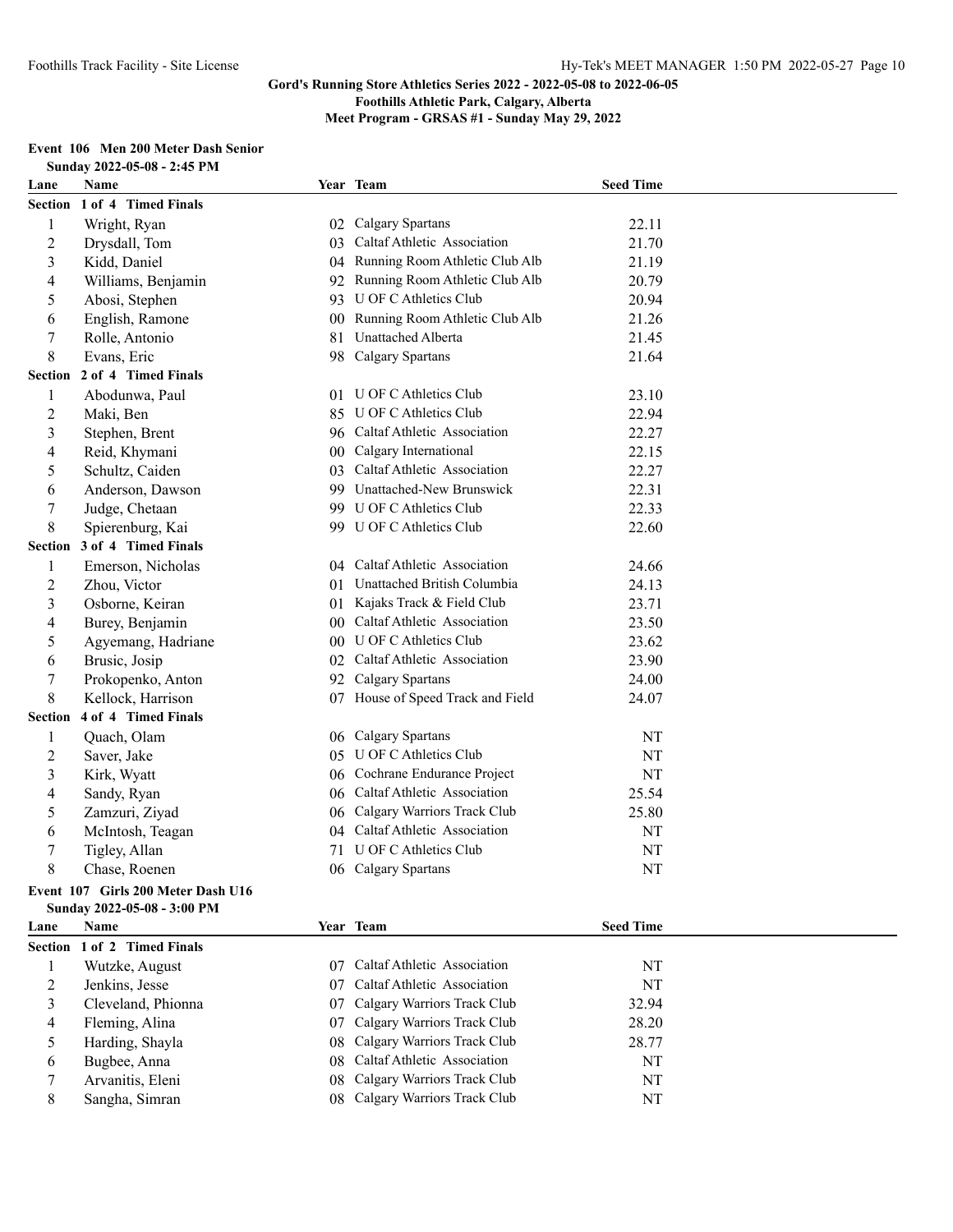# Gord's Running Store Athletics Series 2022 - 2022-05-08 to 2022-06-05
**Foothills Athletic Park, Calgary, Alberta**
**Meet Program - GRSAS #1 - Sunday May 29, 2022**

## Event 106 Men 200 Meter Dash Senior
**Sunday 2022-05-08 - 2:45 PM**

| Lane | Name | Year | Team | Seed Time |
|---|---|---|---|---|
| **Section 1 of 4 Timed Finals** | | | | |
| 1 | Wright, Ryan | 02 | Calgary Spartans | 22.11 |
| 2 | Drysdall, Tom | 03 | Caltaf Athletic Association | 21.70 |
| 3 | Kidd, Daniel | 04 | Running Room Athletic Club Alb | 21.19 |
| 4 | Williams, Benjamin | 92 | Running Room Athletic Club Alb | 20.79 |
| 5 | Abosi, Stephen | 93 | U OF C Athletics Club | 20.94 |
| 6 | English, Ramone | 00 | Running Room Athletic Club Alb | 21.26 |
| 7 | Rolle, Antonio | 81 | Unattached Alberta | 21.45 |
| 8 | Evans, Eric | 98 | Calgary Spartans | 21.64 |
| **Section 2 of 4 Timed Finals** | | | | |
| 1 | Abodunwa, Paul | 01 | U OF C Athletics Club | 23.10 |
| 2 | Maki, Ben | 85 | U OF C Athletics Club | 22.94 |
| 3 | Stephen, Brent | 96 | Caltaf Athletic Association | 22.27 |
| 4 | Reid, Khymani | 00 | Calgary International | 22.15 |
| 5 | Schultz, Caiden | 03 | Caltaf Athletic Association | 22.27 |
| 6 | Anderson, Dawson | 99 | Unattached-New Brunswick | 22.31 |
| 7 | Judge, Chetaan | 99 | U OF C Athletics Club | 22.33 |
| 8 | Spierenburg, Kai | 99 | U OF C Athletics Club | 22.60 |
| **Section 3 of 4 Timed Finals** | | | | |
| 1 | Emerson, Nicholas | 04 | Caltaf Athletic Association | 24.66 |
| 2 | Zhou, Victor | 01 | Unattached British Columbia | 24.13 |
| 3 | Osborne, Keiran | 01 | Kajaks Track & Field Club | 23.71 |
| 4 | Burey, Benjamin | 00 | Caltaf Athletic Association | 23.50 |
| 5 | Agyemang, Hadriane | 00 | U OF C Athletics Club | 23.62 |
| 6 | Brusic, Josip | 02 | Caltaf Athletic Association | 23.90 |
| 7 | Prokopenko, Anton | 92 | Calgary Spartans | 24.00 |
| 8 | Kellock, Harrison | 07 | House of Speed Track and Field | 24.07 |
| **Section 4 of 4 Timed Finals** | | | | |
| 1 | Quach, Olam | 06 | Calgary Spartans | NT |
| 2 | Saver, Jake | 05 | U OF C Athletics Club | NT |
| 3 | Kirk, Wyatt | 06 | Cochrane Endurance Project | NT |
| 4 | Sandy, Ryan | 06 | Caltaf Athletic Association | 25.54 |
| 5 | Zamzuri, Ziyad | 06 | Calgary Warriors Track Club | 25.80 |
| 6 | McIntosh, Teagan | 04 | Caltaf Athletic Association | NT |
| 7 | Tigley, Allan | 71 | U OF C Athletics Club | NT |
| 8 | Chase, Roenen | 06 | Calgary Spartans | NT |

## Event 107 Girls 200 Meter Dash U16
**Sunday 2022-05-08 - 3:00 PM**

| Lane | Name | Year | Team | Seed Time |
|---|---|---|---|---|
| **Section 1 of 2 Timed Finals** | | | | |
| 1 | Wutzke, August | 07 | Caltaf Athletic Association | NT |
| 2 | Jenkins, Jesse | 07 | Caltaf Athletic Association | NT |
| 3 | Cleveland, Phionna | 07 | Calgary Warriors Track Club | 32.94 |
| 4 | Fleming, Alina | 07 | Calgary Warriors Track Club | 28.20 |
| 5 | Harding, Shayla | 08 | Calgary Warriors Track Club | 28.77 |
| 6 | Bugbee, Anna | 08 | Caltaf Athletic Association | NT |
| 7 | Arvanitis, Eleni | 08 | Calgary Warriors Track Club | NT |
| 8 | Sangha, Simran | 08 | Calgary Warriors Track Club | NT |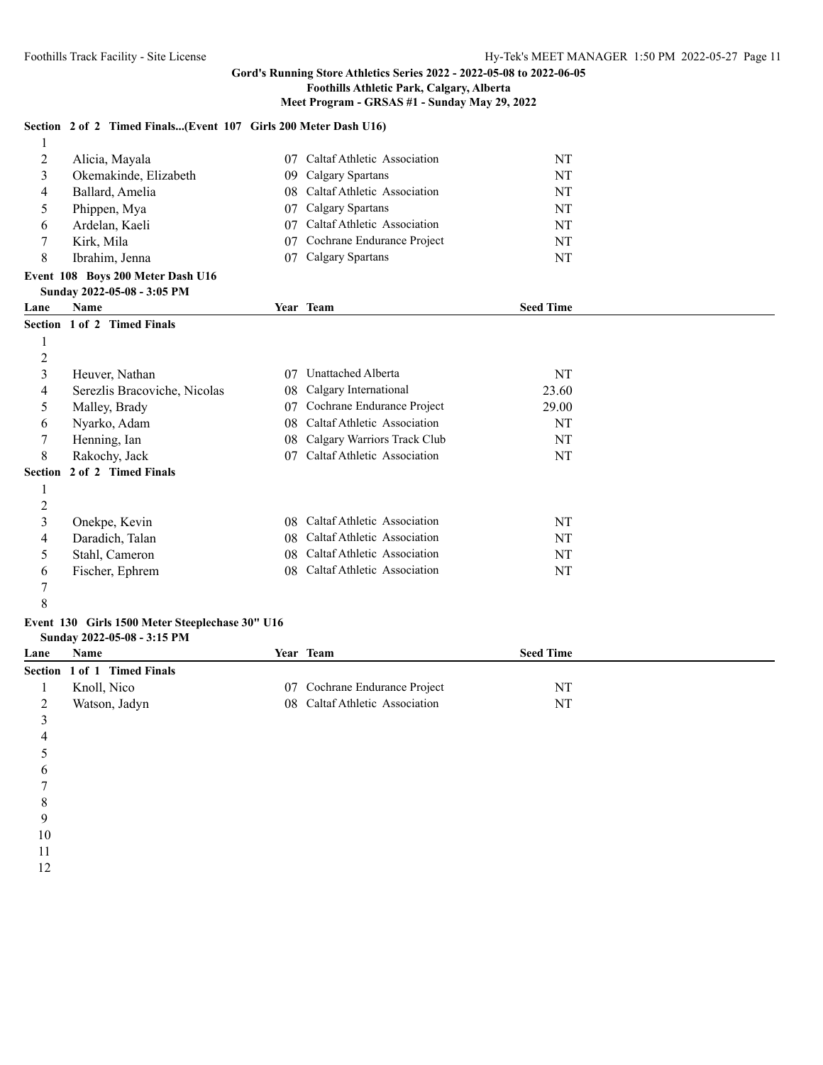**Gord's Running Store Athletics Series 2022 - 2022-05-08 to 2022-06-05**
**Foothills Athletic Park, Calgary, Alberta**
**Meet Program - GRSAS #1 - Sunday May 29, 2022**

**Section 2 of 2 Timed Finals...(Event 107 Girls 200 Meter Dash U16)**

| Lane | Name | Year | Team | Seed Time |
|---|---|---|---|---|
| 1 | | | | |
| 2 | Alicia, Mayala | 07 | Caltaf Athletic Association | NT |
| 3 | Okemakinde, Elizabeth | 09 | Calgary Spartans | NT |
| 4 | Ballard, Amelia | 08 | Caltaf Athletic Association | NT |
| 5 | Phippen, Mya | 07 | Calgary Spartans | NT |
| 6 | Ardelan, Kaeli | 07 | Caltaf Athletic Association | NT |
| 7 | Kirk, Mila | 07 | Cochrane Endurance Project | NT |
| 8 | Ibrahim, Jenna | 07 | Calgary Spartans | NT |

### Event 108 Boys 200 Meter Dash U16
**Sunday 2022-05-08 - 3:05 PM**

| Lane | Name | Year | Team | Seed Time |
|---|---|---|---|---|
| **Section 1 of 2 Timed Finals** | | | | |
| 1 | | | | |
| 2 | | | | |
| 3 | Heuver, Nathan | 07 | Unattached Alberta | NT |
| 4 | Serezlis Bracoviche, Nicolas | 08 | Calgary International | 23.60 |
| 5 | Malley, Brady | 07 | Cochrane Endurance Project | 29.00 |
| 6 | Nyarko, Adam | 08 | Caltaf Athletic Association | NT |
| 7 | Henning, Ian | 08 | Calgary Warriors Track Club | NT |
| 8 | Rakochy, Jack | 07 | Caltaf Athletic Association | NT |
| **Section 2 of 2 Timed Finals** | | | | |
| 1 | | | | |
| 2 | | | | |
| 3 | Onekpe, Kevin | 08 | Caltaf Athletic Association | NT |
| 4 | Daradich, Talan | 08 | Caltaf Athletic Association | NT |
| 5 | Stahl, Cameron | 08 | Caltaf Athletic Association | NT |
| 6 | Fischer, Ephrem | 08 | Caltaf Athletic Association | NT |
| 7 | | | | |
| 8 | | | | |

### Event 130 Girls 1500 Meter Steeplechase 30" U16
**Sunday 2022-05-08 - 3:15 PM**

| Lane | Name | Year | Team | Seed Time |
|---|---|---|---|---|
| **Section 1 of 1 Timed Finals** | | | | |
| 1 | Knoll, Nico | 07 | Cochrane Endurance Project | NT |
| 2 | Watson, Jadyn | 08 | Caltaf Athletic Association | NT |
| 3 | | | | |
| 4 | | | | |
| 5 | | | | |
| 6 | | | | |
| 7 | | | | |
| 8 | | | | |
| 9 | | | | |
| 10 | | | | |
| 11 | | | | |
| 12 | | | | |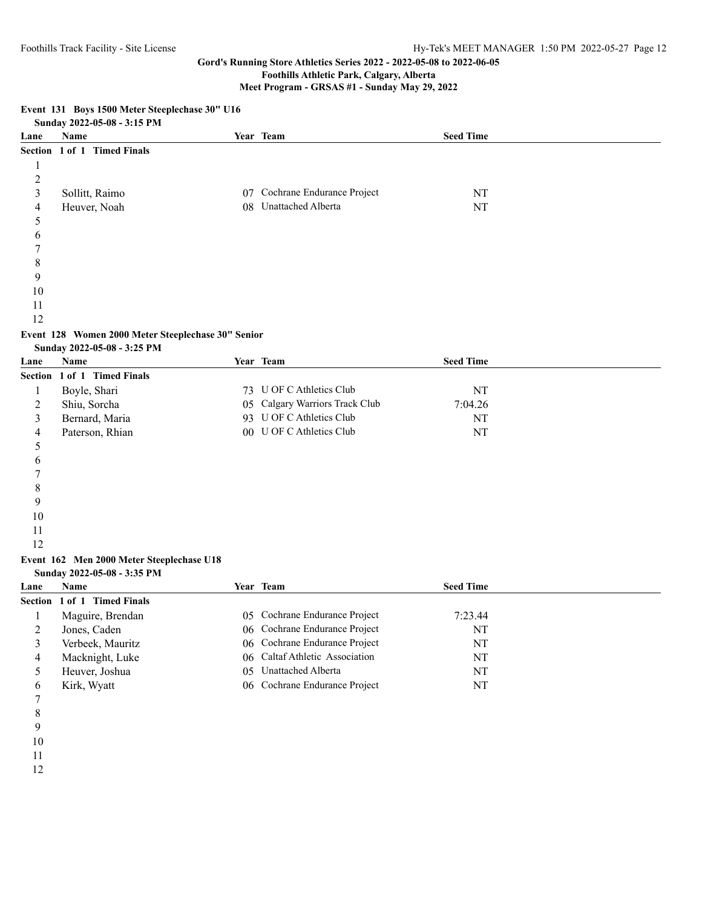Gord's Running Store Athletics Series 2022 - 2022-05-08 to 2022-06-05

Foothills Athletic Park, Calgary, Alberta

Meet Program - GRSAS #1 - Sunday May 29, 2022

### Event 131 Boys 1500 Meter Steeplechase 30" U16

Sunday 2022-05-08 - 3:15 PM

| Lane | Name | Year | Team | Seed Time |
|---|---|---|---|---|
| **Section 1 of 1 Timed Finals** | | | | |
| 1 | | | | |
| 2 | | | | |
| 3 | Sollitt, Raimo | 07 | Cochrane Endurance Project | NT |
| 4 | Heuver, Noah | 08 | Unattached Alberta | NT |
| 5 | | | | |
| 6 | | | | |
| 7 | | | | |
| 8 | | | | |
| 9 | | | | |
| 10 | | | | |
| 11 | | | | |
| 12 | | | | |

### Event 128 Women 2000 Meter Steeplechase 30" Senior

Sunday 2022-05-08 - 3:25 PM

| Lane | Name | Year | Team | Seed Time |
|---|---|---|---|---|
| **Section 1 of 1 Timed Finals** | | | | |
| 1 | Boyle, Shari | 73 | U OF C Athletics Club | NT |
| 2 | Shiu, Sorcha | 05 | Calgary Warriors Track Club | 7:04.26 |
| 3 | Bernard, Maria | 93 | U OF C Athletics Club | NT |
| 4 | Paterson, Rhian | 00 | U OF C Athletics Club | NT |
| 5 | | | | |
| 6 | | | | |
| 7 | | | | |
| 8 | | | | |
| 9 | | | | |
| 10 | | | | |
| 11 | | | | |
| 12 | | | | |

### Event 162 Men 2000 Meter Steeplechase U18

Sunday 2022-05-08 - 3:35 PM

| Lane | Name | Year | Team | Seed Time |
|---|---|---|---|---|
| **Section 1 of 1 Timed Finals** | | | | |
| 1 | Maguire, Brendan | 05 | Cochrane Endurance Project | 7:23.44 |
| 2 | Jones, Caden | 06 | Cochrane Endurance Project | NT |
| 3 | Verbeek, Mauritz | 06 | Cochrane Endurance Project | NT |
| 4 | Macknight, Luke | 06 | Caltaf Athletic Association | NT |
| 5 | Heuver, Joshua | 05 | Unattached Alberta | NT |
| 6 | Kirk, Wyatt | 06 | Cochrane Endurance Project | NT |
| 7 | | | | |
| 8 | | | | |
| 9 | | | | |
| 10 | | | | |
| 11 | | | | |
| 12 | | | | |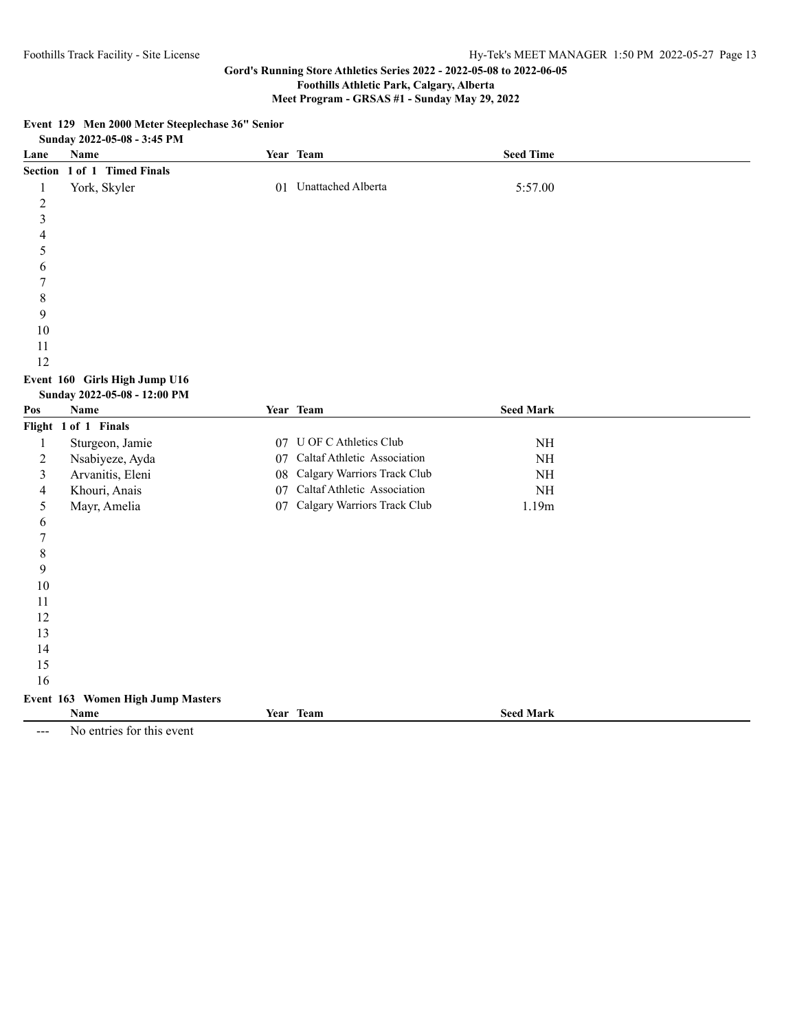**Gord's Running Store Athletics Series 2022 - 2022-05-08 to 2022-06-05**
**Foothills Athletic Park, Calgary, Alberta**
**Meet Program - GRSAS #1 - Sunday May 29, 2022**

### Event 129 Men 2000 Meter Steeplechase 36" Senior

**Sunday 2022-05-08 - 3:45 PM**

| Lane | Name | Year | Team | Seed Time |
|---|---|---|---|---|
| **Section 1 of 1 Timed Finals** | | | | |
| 1 | York, Skyler | 01 | Unattached Alberta | 5:57.00 |
| 2 | | | | |
| 3 | | | | |
| 4 | | | | |
| 5 | | | | |
| 6 | | | | |
| 7 | | | | |
| 8 | | | | |
| 9 | | | | |
| 10 | | | | |
| 11 | | | | |
| 12 | | | | |

### Event 160 Girls High Jump U16

**Sunday 2022-05-08 - 12:00 PM**

| Pos | Name | Year | Team | Seed Mark |
|---|---|---|---|---|
| **Flight 1 of 1 Finals** | | | | |
| 1 | Sturgeon, Jamie | 07 | U OF C Athletics Club | NH |
| 2 | Nsabiyeze, Ayda | 07 | Caltaf Athletic Association | NH |
| 3 | Arvanitis, Eleni | 08 | Calgary Warriors Track Club | NH |
| 4 | Khouri, Anais | 07 | Caltaf Athletic Association | NH |
| 5 | Mayr, Amelia | 07 | Calgary Warriors Track Club | 1.19m |
| 6 | | | | |
| 7 | | | | |
| 8 | | | | |
| 9 | | | | |
| 10 | | | | |
| 11 | | | | |
| 12 | | | | |
| 13 | | | | |
| 14 | | | | |
| 15 | | | | |
| 16 | | | | |

### Event 163 Women High Jump Masters

| | Name | Year | Team | Seed Mark |
|---|---|---|---|---|
| --- | No entries for this event | | | |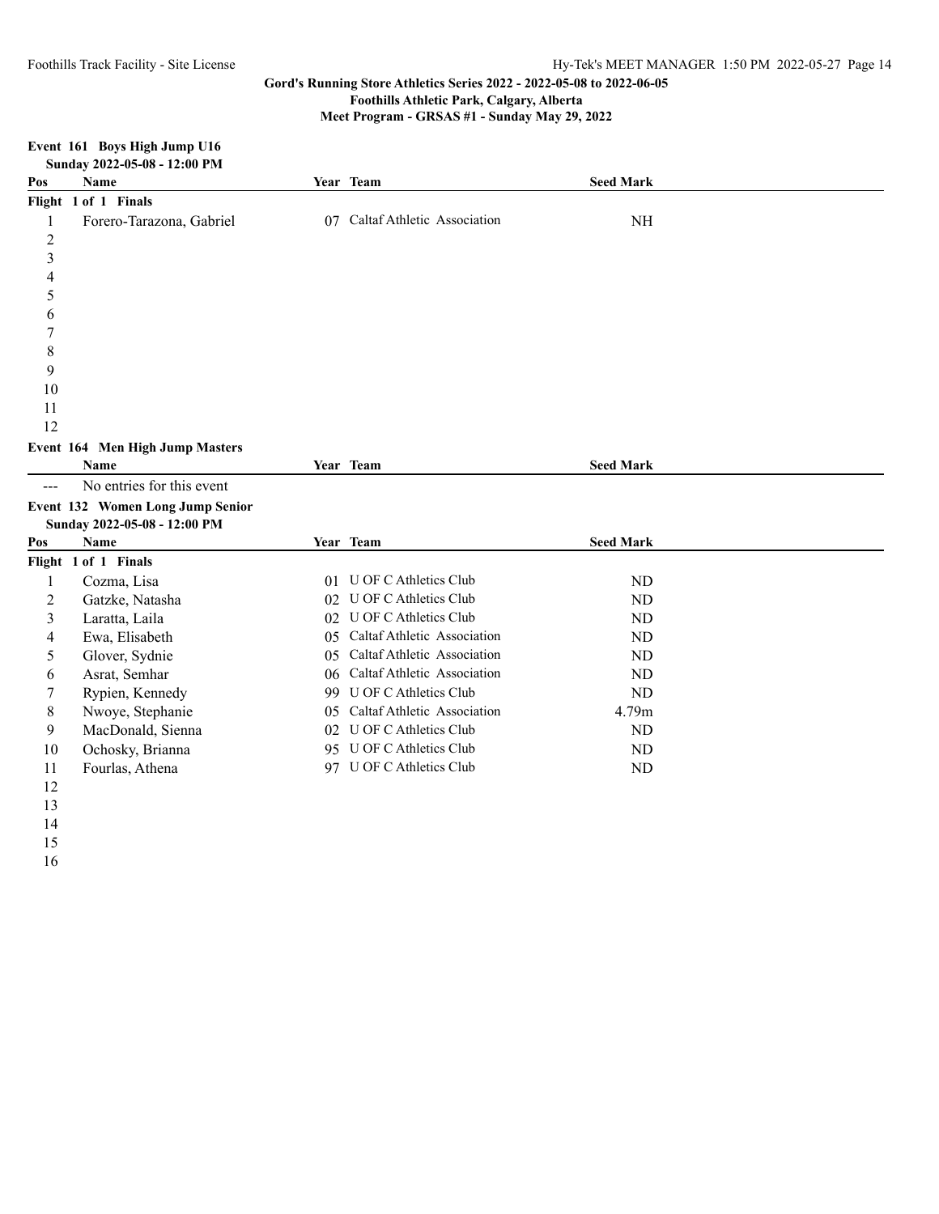**Gord's Running Store Athletics Series 2022 - 2022-05-08 to 2022-06-05**
**Foothills Athletic Park, Calgary, Alberta**
**Meet Program - GRSAS #1 - Sunday May 29, 2022**

### Event 161 Boys High Jump U16

**Sunday 2022-05-08 - 12:00 PM**

| Pos | Name | Year | Team | Seed Mark |
|---|---|---|---|---|
| **Flight 1 of 1 Finals** | | | | |
| 1 | Forero-Tarazona, Gabriel | 07 | Caltaf Athletic Association | NH |
| 2 | | | | |
| 3 | | | | |
| 4 | | | | |
| 5 | | | | |
| 6 | | | | |
| 7 | | | | |
| 8 | | | | |
| 9 | | | | |
| 10 | | | | |
| 11 | | | | |
| 12 | | | | |

### Event 164 Men High Jump Masters

| | Name | Year | Team | Seed Mark |
|---|---|---|---|---|
| --- | No entries for this event | | | |

### Event 132 Women Long Jump Senior

**Sunday 2022-05-08 - 12:00 PM**

| Pos | Name | Year | Team | Seed Mark |
|---|---|---|---|---|
| **Flight 1 of 1 Finals** | | | | |
| 1 | Cozma, Lisa | 01 | U OF C Athletics Club | ND |
| 2 | Gatzke, Natasha | 02 | U OF C Athletics Club | ND |
| 3 | Laratta, Laila | 02 | U OF C Athletics Club | ND |
| 4 | Ewa, Elisabeth | 05 | Caltaf Athletic Association | ND |
| 5 | Glover, Sydnie | 05 | Caltaf Athletic Association | ND |
| 6 | Asrat, Semhar | 06 | Caltaf Athletic Association | ND |
| 7 | Rypien, Kennedy | 99 | U OF C Athletics Club | ND |
| 8 | Nwoye, Stephanie | 05 | Caltaf Athletic Association | 4.79m |
| 9 | MacDonald, Sienna | 02 | U OF C Athletics Club | ND |
| 10 | Ochosky, Brianna | 95 | U OF C Athletics Club | ND |
| 11 | Fourlas, Athena | 97 | U OF C Athletics Club | ND |
| 12 | | | | |
| 13 | | | | |
| 14 | | | | |
| 15 | | | | |
| 16 | | | | |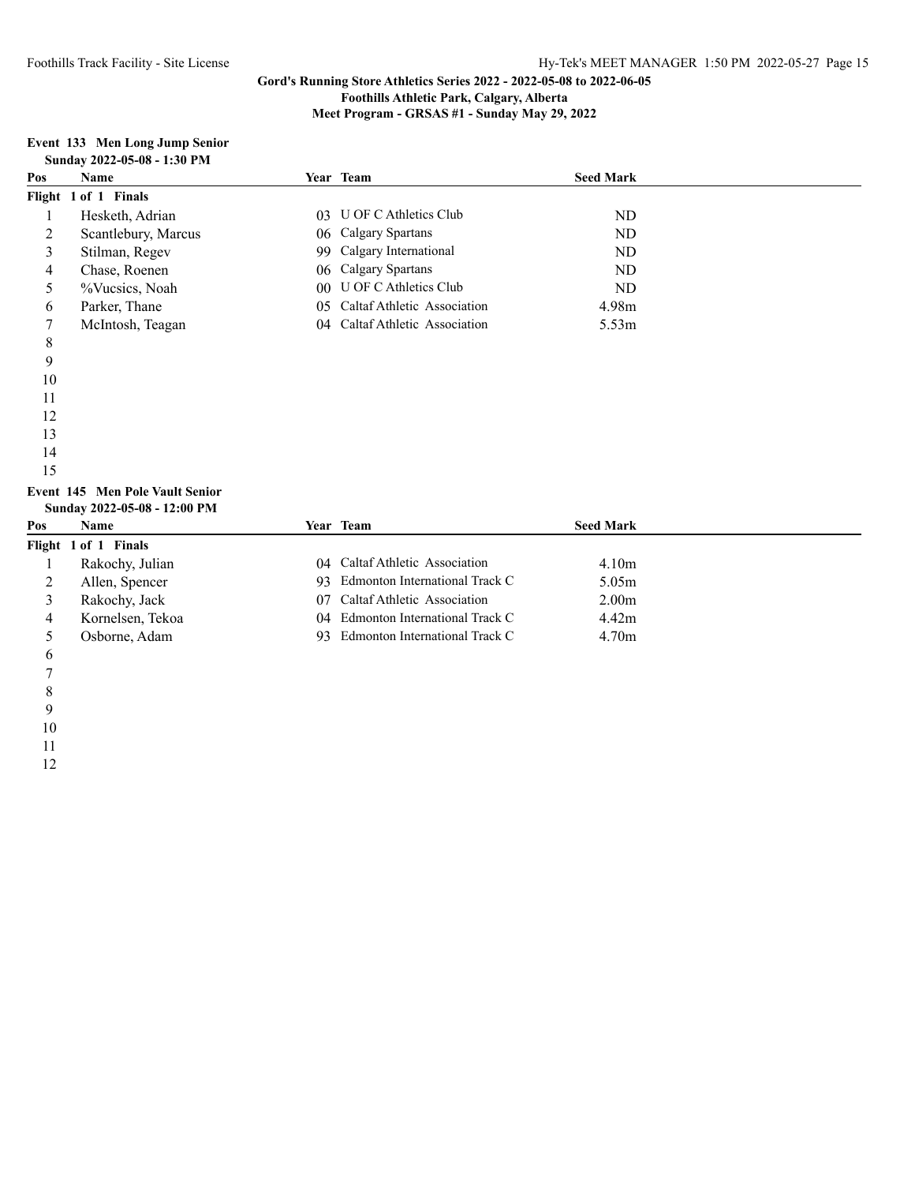Gord's Running Store Athletics Series 2022 - 2022-05-08 to 2022-06-05
Foothills Athletic Park, Calgary, Alberta
Meet Program - GRSAS #1 - Sunday May 29, 2022

**Event 133 Men Long Jump Senior**
**Sunday 2022-05-08 - 1:30 PM**

| Pos | Name | Year | Team | Seed Mark |
|---|---|---|---|---|
| **Flight 1 of 1 Finals** | | | | |
| 1 | Hesketh, Adrian | 03 | U OF C Athletics Club | ND |
| 2 | Scantlebury, Marcus | 06 | Calgary Spartans | ND |
| 3 | Stilman, Regev | 99 | Calgary International | ND |
| 4 | Chase, Roenen | 06 | Calgary Spartans | ND |
| 5 | %Vucsics, Noah | 00 | U OF C Athletics Club | ND |
| 6 | Parker, Thane | 05 | Caltaf Athletic Association | 4.98m |
| 7 | McIntosh, Teagan | 04 | Caltaf Athletic Association | 5.53m |
| 8 | | | | |
| 9 | | | | |
| 10 | | | | |
| 11 | | | | |
| 12 | | | | |
| 13 | | | | |
| 14 | | | | |
| 15 | | | | |

**Event 145 Men Pole Vault Senior**
**Sunday 2022-05-08 - 12:00 PM**

| Pos | Name | Year | Team | Seed Mark |
|---|---|---|---|---|
| **Flight 1 of 1 Finals** | | | | |
| 1 | Rakochy, Julian | 04 | Caltaf Athletic Association | 4.10m |
| 2 | Allen, Spencer | 93 | Edmonton International Track C | 5.05m |
| 3 | Rakochy, Jack | 07 | Caltaf Athletic Association | 2.00m |
| 4 | Kornelsen, Tekoa | 04 | Edmonton International Track C | 4.42m |
| 5 | Osborne, Adam | 93 | Edmonton International Track C | 4.70m |
| 6 | | | | |
| 7 | | | | |
| 8 | | | | |
| 9 | | | | |
| 10 | | | | |
| 11 | | | | |
| 12 | | | | |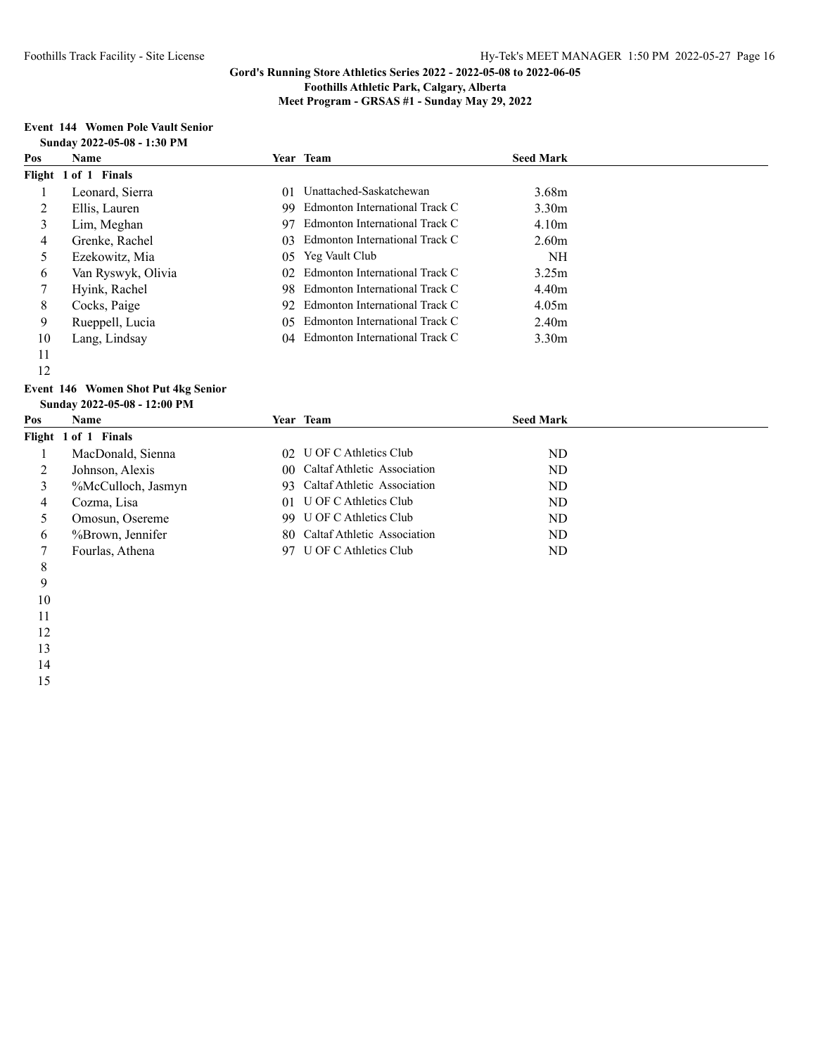Gord's Running Store Athletics Series 2022 - 2022-05-08 to 2022-06-05
Foothills Athletic Park, Calgary, Alberta
Meet Program - GRSAS #1 - Sunday May 29, 2022

### Event 144 Women Pole Vault Senior

**Sunday 2022-05-08 - 1:30 PM**

| Pos | Name | Year | Team | Seed Mark |
|---|---|---|---|---|
| **Flight 1 of 1 Finals** | | | | |
| 1 | Leonard, Sierra | 01 | Unattached-Saskatchewan | 3.68m |
| 2 | Ellis, Lauren | 99 | Edmonton International Track C | 3.30m |
| 3 | Lim, Meghan | 97 | Edmonton International Track C | 4.10m |
| 4 | Grenke, Rachel | 03 | Edmonton International Track C | 2.60m |
| 5 | Ezekowitz, Mia | 05 | Yeg Vault Club | NH |
| 6 | Van Ryswyk, Olivia | 02 | Edmonton International Track C | 3.25m |
| 7 | Hyink, Rachel | 98 | Edmonton International Track C | 4.40m |
| 8 | Cocks, Paige | 92 | Edmonton International Track C | 4.05m |
| 9 | Rueppell, Lucia | 05 | Edmonton International Track C | 2.40m |
| 10 | Lang, Lindsay | 04 | Edmonton International Track C | 3.30m |
| 11 | | | | |
| 12 | | | | |

### Event 146 Women Shot Put 4kg Senior

**Sunday 2022-05-08 - 12:00 PM**

| Pos | Name | Year | Team | Seed Mark |
|---|---|---|---|---|
| **Flight 1 of 1 Finals** | | | | |
| 1 | MacDonald, Sienna | 02 | U OF C Athletics Club | ND |
| 2 | Johnson, Alexis | 00 | Caltaf Athletic Association | ND |
| 3 | %McCulloch, Jasmyn | 93 | Caltaf Athletic Association | ND |
| 4 | Cozma, Lisa | 01 | U OF C Athletics Club | ND |
| 5 | Omosun, Osereme | 99 | U OF C Athletics Club | ND |
| 6 | %Brown, Jennifer | 80 | Caltaf Athletic Association | ND |
| 7 | Fourlas, Athena | 97 | U OF C Athletics Club | ND |
| 8 | | | | |
| 9 | | | | |
| 10 | | | | |
| 11 | | | | |
| 12 | | | | |
| 13 | | | | |
| 14 | | | | |
| 15 | | | | |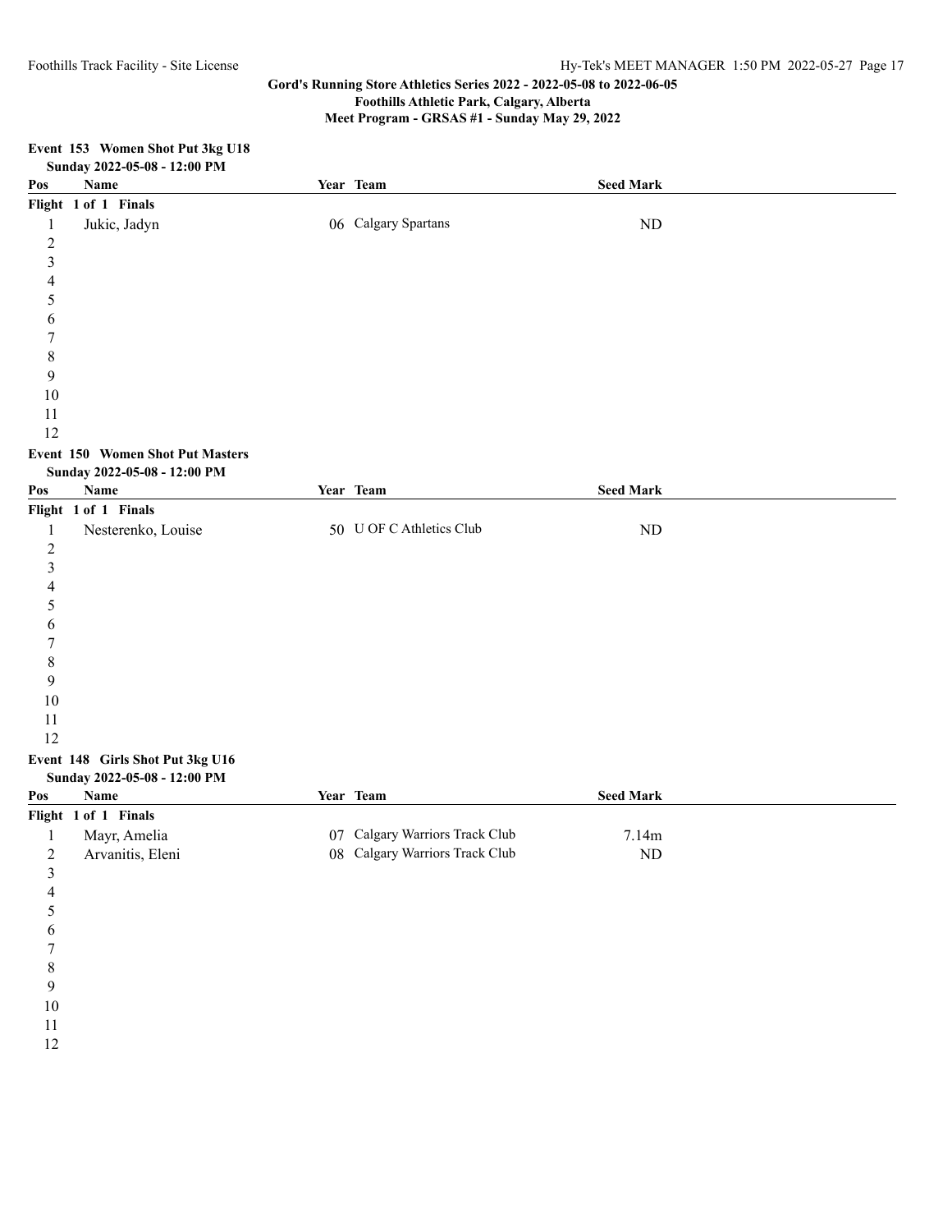Gord's Running Store Athletics Series 2022 - 2022-05-08 to 2022-06-05
Foothills Athletic Park, Calgary, Alberta
Meet Program - GRSAS #1 - Sunday May 29, 2022

**Event 153 Women Shot Put 3kg U18**
**Sunday 2022-05-08 - 12:00 PM**

| Pos | Name | Year | Team | Seed Mark |
|---|---|---|---|---|
| **Flight 1 of 1 Finals** | | | | |
| 1 | Jukic, Jadyn | 06 | Calgary Spartans | ND |
| 2 | | | | |
| 3 | | | | |
| 4 | | | | |
| 5 | | | | |
| 6 | | | | |
| 7 | | | | |
| 8 | | | | |
| 9 | | | | |
| 10 | | | | |
| 11 | | | | |
| 12 | | | | |

**Event 150 Women Shot Put Masters**
**Sunday 2022-05-08 - 12:00 PM**

| Pos | Name | Year | Team | Seed Mark |
|---|---|---|---|---|
| **Flight 1 of 1 Finals** | | | | |
| 1 | Nesterenko, Louise | 50 | U OF C Athletics Club | ND |
| 2 | | | | |
| 3 | | | | |
| 4 | | | | |
| 5 | | | | |
| 6 | | | | |
| 7 | | | | |
| 8 | | | | |
| 9 | | | | |
| 10 | | | | |
| 11 | | | | |
| 12 | | | | |

**Event 148 Girls Shot Put 3kg U16**
**Sunday 2022-05-08 - 12:00 PM**

| Pos | Name | Year | Team | Seed Mark |
|---|---|---|---|---|
| **Flight 1 of 1 Finals** | | | | |
| 1 | Mayr, Amelia | 07 | Calgary Warriors Track Club | 7.14m |
| 2 | Arvanitis, Eleni | 08 | Calgary Warriors Track Club | ND |
| 3 | | | | |
| 4 | | | | |
| 5 | | | | |
| 6 | | | | |
| 7 | | | | |
| 8 | | | | |
| 9 | | | | |
| 10 | | | | |
| 11 | | | | |
| 12 | | | | |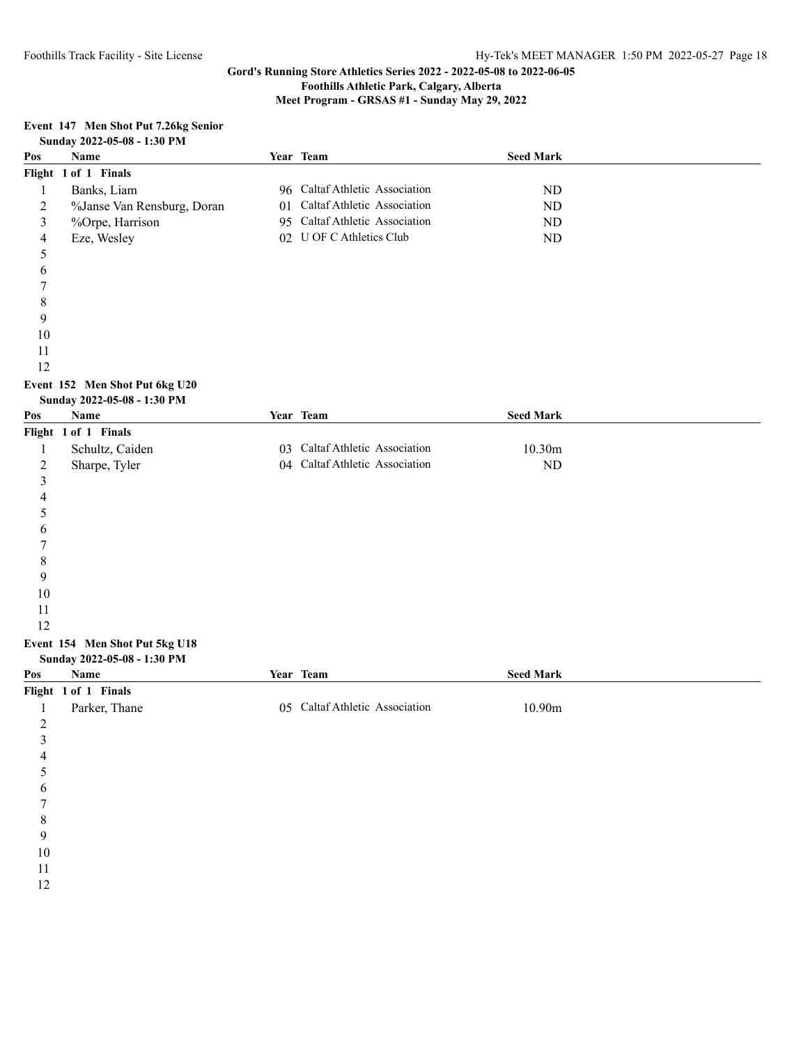**Gord's Running Store Athletics Series 2022 - 2022-05-08 to 2022-06-05**
**Foothills Athletic Park, Calgary, Alberta**
**Meet Program - GRSAS #1 - Sunday May 29, 2022**

### Event 147 Men Shot Put 7.26kg Senior

**Sunday 2022-05-08 - 1:30 PM**

| Pos | Name | Year | Team | Seed Mark |
|---|---|---|---|---|
| **Flight 1 of 1 Finals** | | | | |
| 1 | Banks, Liam | 96 | Caltaf Athletic Association | ND |
| 2 | %Janse Van Rensburg, Doran | 01 | Caltaf Athletic Association | ND |
| 3 | %Orpe, Harrison | 95 | Caltaf Athletic Association | ND |
| 4 | Eze, Wesley | 02 | U OF C Athletics Club | ND |
| 5 | | | | |
| 6 | | | | |
| 7 | | | | |
| 8 | | | | |
| 9 | | | | |
| 10 | | | | |
| 11 | | | | |
| 12 | | | | |

### Event 152 Men Shot Put 6kg U20

**Sunday 2022-05-08 - 1:30 PM**

| Pos | Name | Year | Team | Seed Mark |
|---|---|---|---|---|
| **Flight 1 of 1 Finals** | | | | |
| 1 | Schultz, Caiden | 03 | Caltaf Athletic Association | 10.30m |
| 2 | Sharpe, Tyler | 04 | Caltaf Athletic Association | ND |
| 3 | | | | |
| 4 | | | | |
| 5 | | | | |
| 6 | | | | |
| 7 | | | | |
| 8 | | | | |
| 9 | | | | |
| 10 | | | | |
| 11 | | | | |
| 12 | | | | |

### Event 154 Men Shot Put 5kg U18

**Sunday 2022-05-08 - 1:30 PM**

| Pos | Name | Year | Team | Seed Mark |
|---|---|---|---|---|
| **Flight 1 of 1 Finals** | | | | |
| 1 | Parker, Thane | 05 | Caltaf Athletic Association | 10.90m |
| 2 | | | | |
| 3 | | | | |
| 4 | | | | |
| 5 | | | | |
| 6 | | | | |
| 7 | | | | |
| 8 | | | | |
| 9 | | | | |
| 10 | | | | |
| 11 | | | | |
| 12 | | | | |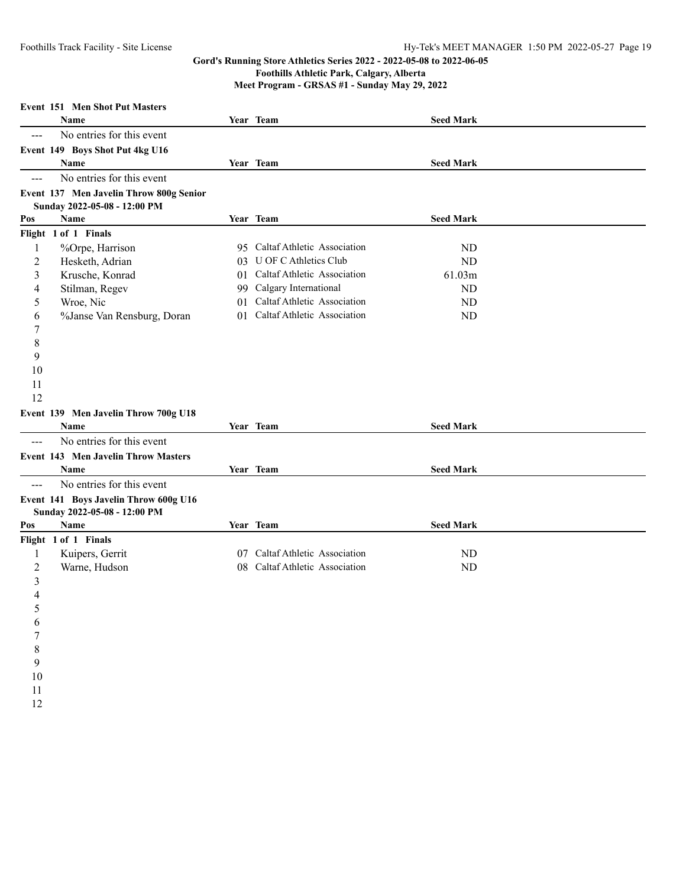**Gord's Running Store Athletics Series 2022 - 2022-05-08 to 2022-06-05**
**Foothills Athletic Park, Calgary, Alberta**
**Meet Program - GRSAS #1 - Sunday May 29, 2022**

**Event 151 Men Shot Put Masters**

| | Name | Year | Team | Seed Mark |
|---|---|---|---|---|
| --- | No entries for this event | | | |

**Event 149 Boys Shot Put 4kg U16**

| | Name | Year | Team | Seed Mark |
|---|---|---|---|---|
| --- | No entries for this event | | | |

**Event 137 Men Javelin Throw 800g Senior**
**Sunday 2022-05-08 - 12:00 PM**

| Pos | Name | Year | Team | Seed Mark |
|---|---|---|---|---|
| **Flight 1 of 1 Finals** | | | | |
| 1 | %Orpe, Harrison | 95 | Caltaf Athletic Association | ND |
| 2 | Hesketh, Adrian | 03 | U OF C Athletics Club | ND |
| 3 | Krusche, Konrad | 01 | Caltaf Athletic Association | 61.03m |
| 4 | Stilman, Regev | 99 | Calgary International | ND |
| 5 | Wroe, Nic | 01 | Caltaf Athletic Association | ND |
| 6 | %Janse Van Rensburg, Doran | 01 | Caltaf Athletic Association | ND |
| 7 | | | | |
| 8 | | | | |
| 9 | | | | |
| 10 | | | | |
| 11 | | | | |
| 12 | | | | |

**Event 139 Men Javelin Throw 700g U18**

| | Name | Year | Team | Seed Mark |
|---|---|---|---|---|
| --- | No entries for this event | | | |

**Event 143 Men Javelin Throw Masters**

| | Name | Year | Team | Seed Mark |
|---|---|---|---|---|
| --- | No entries for this event | | | |

**Event 141 Boys Javelin Throw 600g U16**
**Sunday 2022-05-08 - 12:00 PM**

| Pos | Name | Year | Team | Seed Mark |
|---|---|---|---|---|
| **Flight 1 of 1 Finals** | | | | |
| 1 | Kuipers, Gerrit | 07 | Caltaf Athletic Association | ND |
| 2 | Warne, Hudson | 08 | Caltaf Athletic Association | ND |
| 3 | | | | |
| 4 | | | | |
| 5 | | | | |
| 6 | | | | |
| 7 | | | | |
| 8 | | | | |
| 9 | | | | |
| 10 | | | | |
| 11 | | | | |
| 12 | | | | |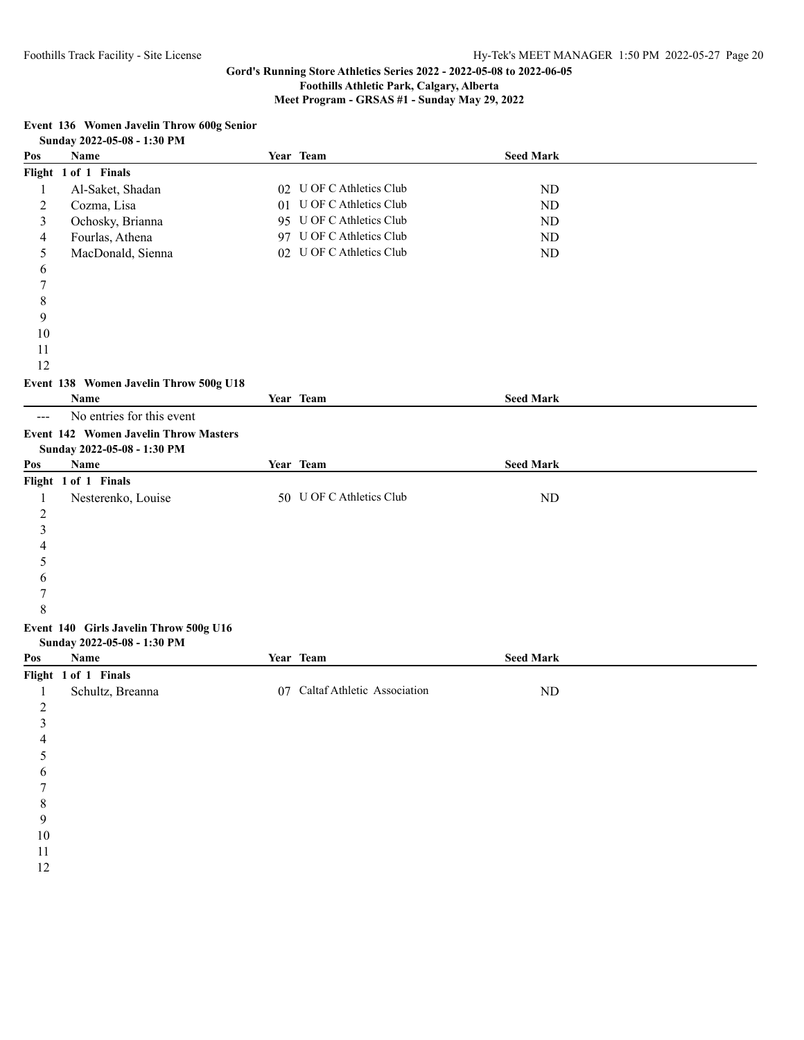**Gord's Running Store Athletics Series 2022 - 2022-05-08 to 2022-06-05**
**Foothills Athletic Park, Calgary, Alberta**
**Meet Program - GRSAS #1 - Sunday May 29, 2022**

### Event 136 Women Javelin Throw 600g Senior

Sunday 2022-05-08 - 1:30 PM

| Pos | Name | Year | Team | Seed Mark |
|---|---|---|---|---|
| **Flight 1 of 1 Finals** | | | | |
| 1 | Al-Saket, Shadan | 02 | U OF C Athletics Club | ND |
| 2 | Cozma, Lisa | 01 | U OF C Athletics Club | ND |
| 3 | Ochosky, Brianna | 95 | U OF C Athletics Club | ND |
| 4 | Fourlas, Athena | 97 | U OF C Athletics Club | ND |
| 5 | MacDonald, Sienna | 02 | U OF C Athletics Club | ND |
| 6 | | | | |
| 7 | | | | |
| 8 | | | | |
| 9 | | | | |
| 10 | | | | |
| 11 | | | | |
| 12 | | | | |

### Event 138 Women Javelin Throw 500g U18

| | Name | Year | Team | Seed Mark |
|---|---|---|---|---|
| --- | No entries for this event | | | |

### Event 142 Women Javelin Throw Masters

Sunday 2022-05-08 - 1:30 PM

| Pos | Name | Year | Team | Seed Mark |
|---|---|---|---|---|
| **Flight 1 of 1 Finals** | | | | |
| 1 | Nesterenko, Louise | 50 | U OF C Athletics Club | ND |
| 2 | | | | |
| 3 | | | | |
| 4 | | | | |
| 5 | | | | |
| 6 | | | | |
| 7 | | | | |
| 8 | | | | |

### Event 140 Girls Javelin Throw 500g U16

Sunday 2022-05-08 - 1:30 PM

| Pos | Name | Year | Team | Seed Mark |
|---|---|---|---|---|
| **Flight 1 of 1 Finals** | | | | |
| 1 | Schultz, Breanna | 07 | Caltaf Athletic Association | ND |
| 2 | | | | |
| 3 | | | | |
| 4 | | | | |
| 5 | | | | |
| 6 | | | | |
| 7 | | | | |
| 8 | | | | |
| 9 | | | | |
| 10 | | | | |
| 11 | | | | |
| 12 | | | | |